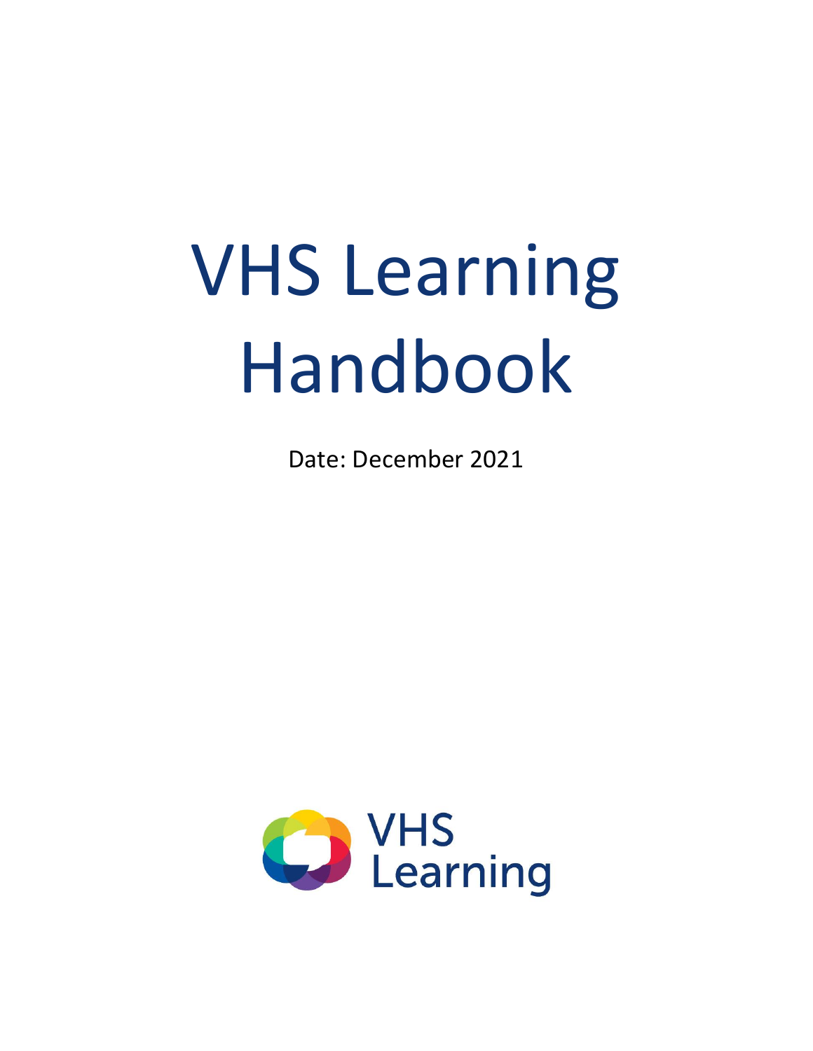# VHS Learning Handbook

Date: December 2021

VHS Learning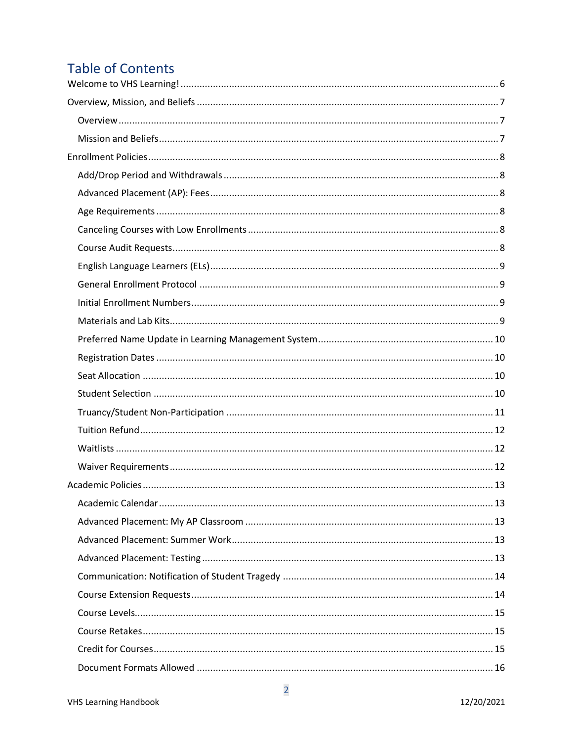# Table of Contents

Welcome to VHS Learning! ........ 6

Overview, Mission, and Beliefs ........ 7

- Overview ........ 7
- Mission and Beliefs ........ 7

Enrollment Policies ........ 8

- Add/Drop Period and Withdrawals ........ 8
- Advanced Placement (AP): Fees ........ 8
- Age Requirements ........ 8
- Canceling Courses with Low Enrollments ........ 8
- Course Audit Requests ........ 8
- English Language Learners (ELs) ........ 9
- General Enrollment Protocol ........ 9
- Initial Enrollment Numbers ........ 9
- Materials and Lab Kits ........ 9
- Preferred Name Update in Learning Management System ........ 10
- Registration Dates ........ 10
- Seat Allocation ........ 10
- Student Selection ........ 10
- Truancy/Student Non-Participation ........ 11
- Tuition Refund ........ 12
- Waitlists ........ 12
- Waiver Requirements ........ 12

Academic Policies ........ 13

- Academic Calendar ........ 13
- Advanced Placement: My AP Classroom ........ 13
- Advanced Placement: Summer Work ........ 13
- Advanced Placement: Testing ........ 13
- Communication: Notification of Student Tragedy ........ 14
- Course Extension Requests ........ 14
- Course Levels ........ 15
- Course Retakes ........ 15
- Credit for Courses ........ 15
- Document Formats Allowed ........ 16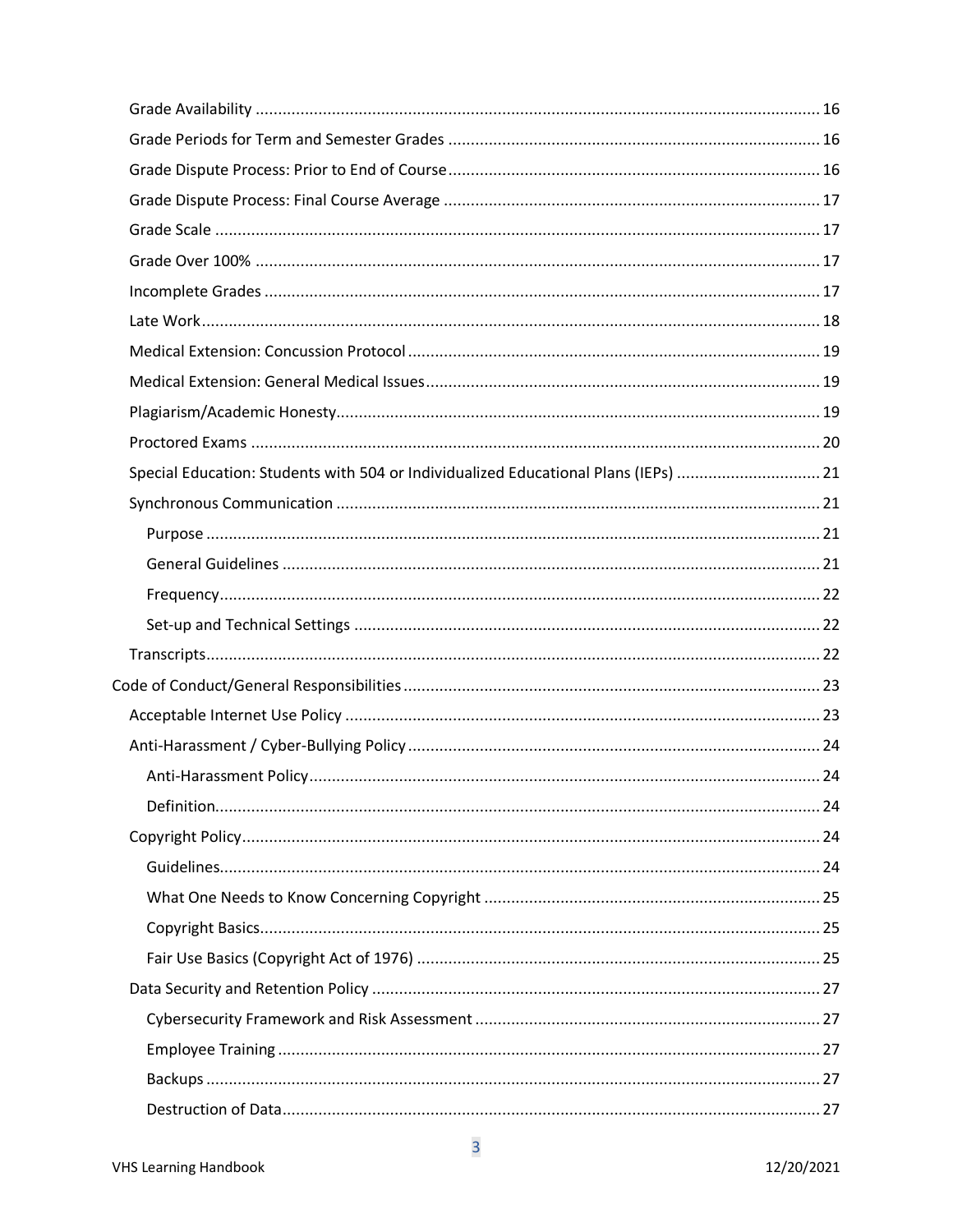- Grade Availability ..... 16
- Grade Periods for Term and Semester Grades ..... 16
- Grade Dispute Process: Prior to End of Course ..... 16
- Grade Dispute Process: Final Course Average ..... 17
- Grade Scale ..... 17
- Grade Over 100% ..... 17
- Incomplete Grades ..... 17
- Late Work ..... 18
- Medical Extension: Concussion Protocol ..... 19
- Medical Extension: General Medical Issues ..... 19
- Plagiarism/Academic Honesty ..... 19
- Proctored Exams ..... 20
- Special Education: Students with 504 or Individualized Educational Plans (IEPs) ..... 21
- Synchronous Communication ..... 21
  - Purpose ..... 21
  - General Guidelines ..... 21
  - Frequency ..... 22
  - Set-up and Technical Settings ..... 22
- Transcripts ..... 22

Code of Conduct/General Responsibilities ..... 23

- Acceptable Internet Use Policy ..... 23
- Anti-Harassment / Cyber-Bullying Policy ..... 24
  - Anti-Harassment Policy ..... 24
  - Definition ..... 24
- Copyright Policy ..... 24
  - Guidelines ..... 24
  - What One Needs to Know Concerning Copyright ..... 25
  - Copyright Basics ..... 25
  - Fair Use Basics (Copyright Act of 1976) ..... 25
- Data Security and Retention Policy ..... 27
  - Cybersecurity Framework and Risk Assessment ..... 27
  - Employee Training ..... 27
  - Backups ..... 27
  - Destruction of Data ..... 27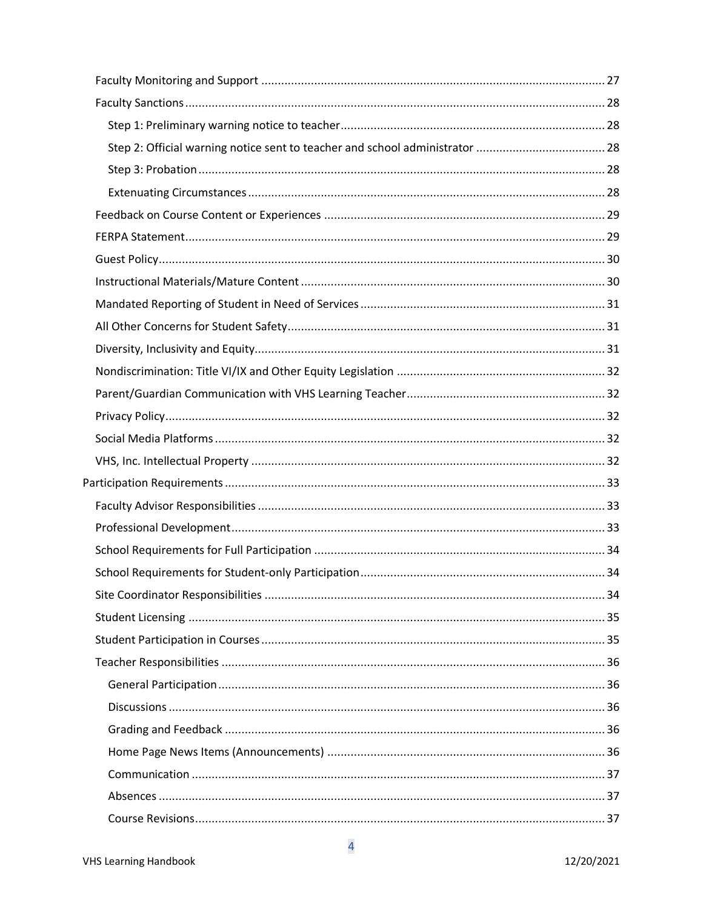- Faculty Monitoring and Support ..... 27
- Faculty Sanctions ..... 28
  - Step 1: Preliminary warning notice to teacher ..... 28
  - Step 2: Official warning notice sent to teacher and school administrator ..... 28
  - Step 3: Probation ..... 28
  - Extenuating Circumstances ..... 28
- Feedback on Course Content or Experiences ..... 29
- FERPA Statement ..... 29
- Guest Policy ..... 30
- Instructional Materials/Mature Content ..... 30
- Mandated Reporting of Student in Need of Services ..... 31
- All Other Concerns for Student Safety ..... 31
- Diversity, Inclusivity and Equity ..... 31
- Nondiscrimination: Title VI/IX and Other Equity Legislation ..... 32
- Parent/Guardian Communication with VHS Learning Teacher ..... 32
- Privacy Policy ..... 32
- Social Media Platforms ..... 32
- VHS, Inc. Intellectual Property ..... 32

Participation Requirements ..... 33

- Faculty Advisor Responsibilities ..... 33
- Professional Development ..... 33
- School Requirements for Full Participation ..... 34
- School Requirements for Student-only Participation ..... 34
- Site Coordinator Responsibilities ..... 34
- Student Licensing ..... 35
- Student Participation in Courses ..... 35
- Teacher Responsibilities ..... 36
  - General Participation ..... 36
  - Discussions ..... 36
  - Grading and Feedback ..... 36
  - Home Page News Items (Announcements) ..... 36
  - Communication ..... 37
  - Absences ..... 37
  - Course Revisions ..... 37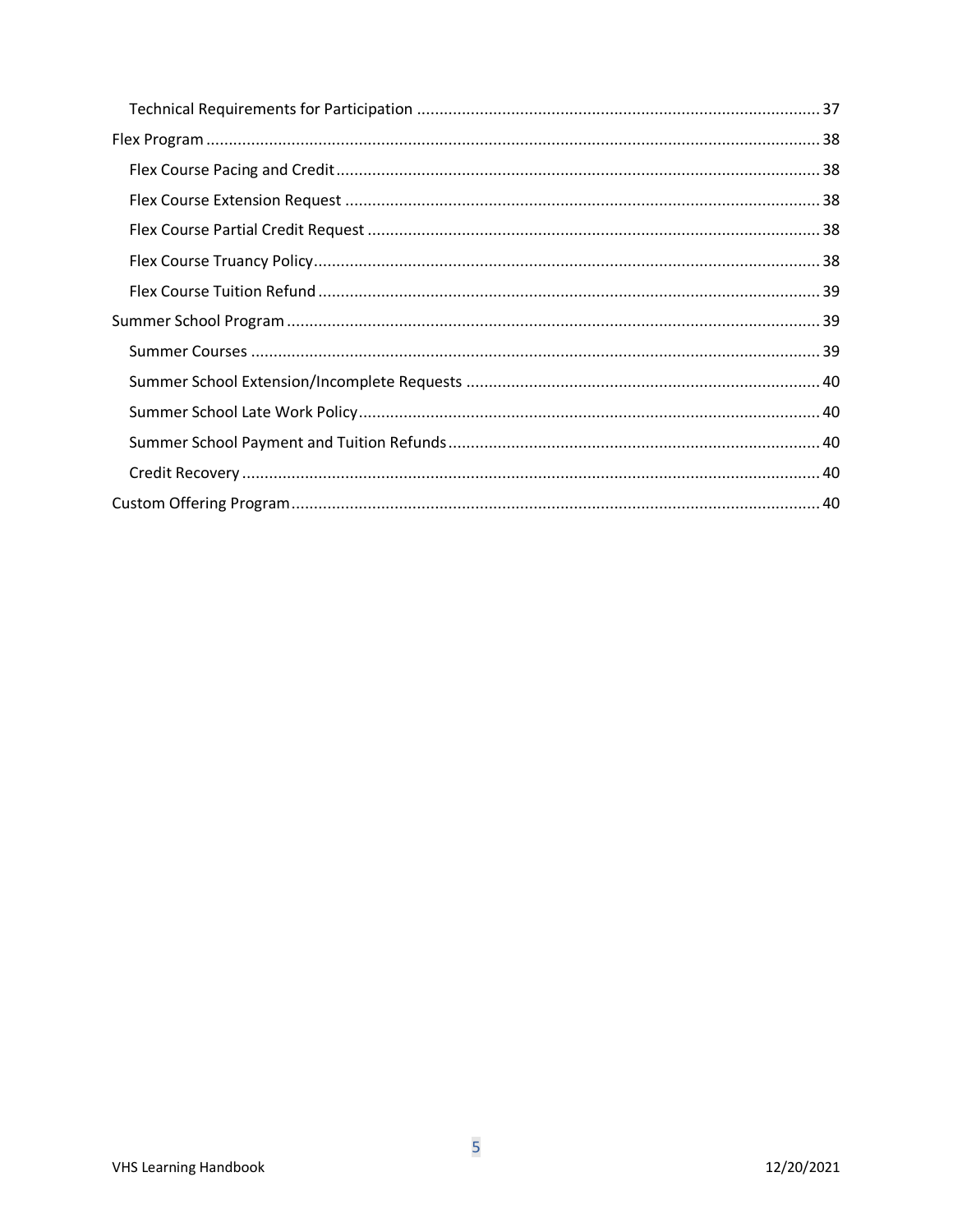- Technical Requirements for Participation ..... 37
- Flex Program ..... 38
  - Flex Course Pacing and Credit ..... 38
  - Flex Course Extension Request ..... 38
  - Flex Course Partial Credit Request ..... 38
  - Flex Course Truancy Policy ..... 38
  - Flex Course Tuition Refund ..... 39
- Summer School Program ..... 39
  - Summer Courses ..... 39
  - Summer School Extension/Incomplete Requests ..... 40
  - Summer School Late Work Policy ..... 40
  - Summer School Payment and Tuition Refunds ..... 40
  - Credit Recovery ..... 40
- Custom Offering Program ..... 40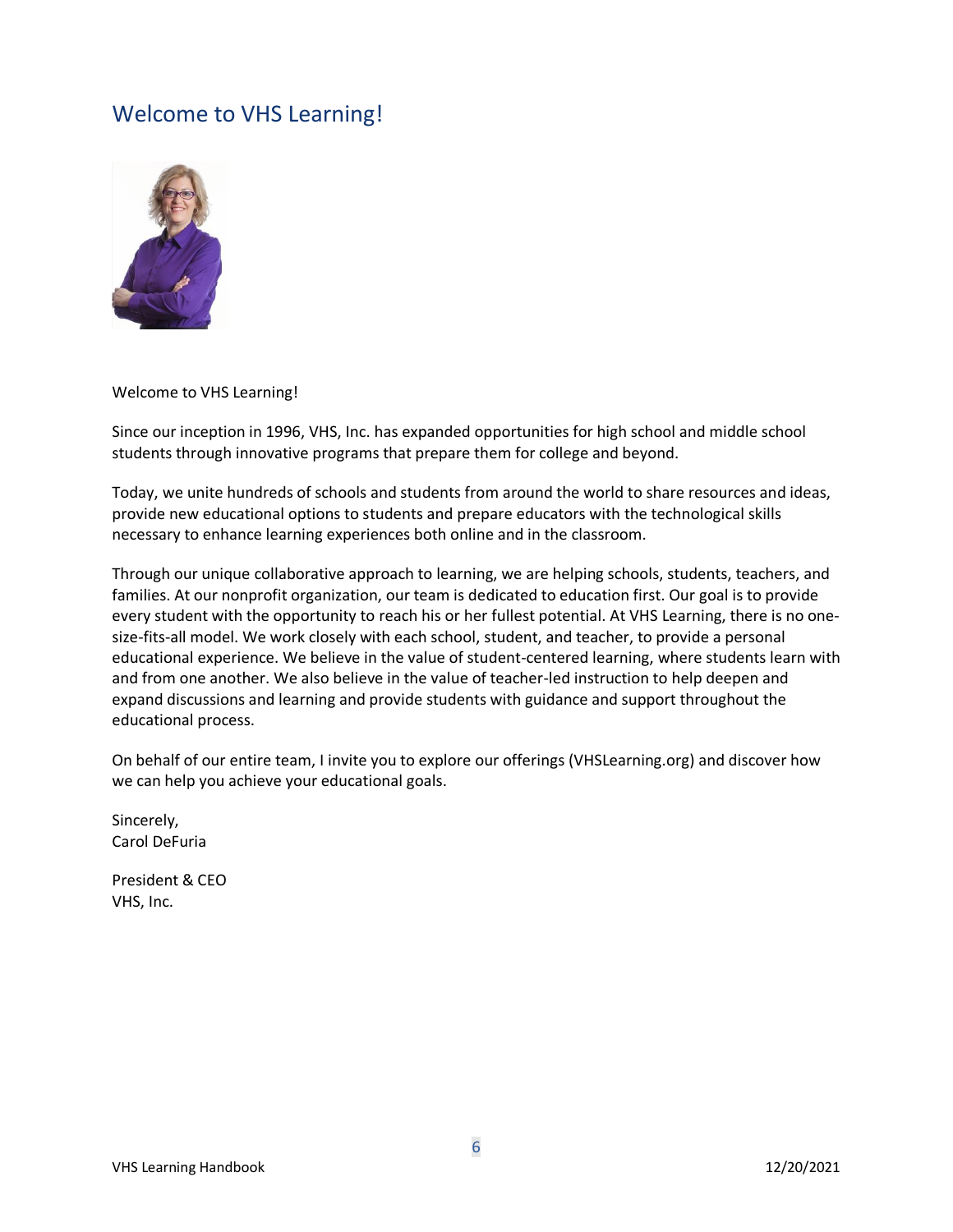# Welcome to VHS Learning!

Welcome to VHS Learning!

Since our inception in 1996, VHS, Inc. has expanded opportunities for high school and middle school students through innovative programs that prepare them for college and beyond.

Today, we unite hundreds of schools and students from around the world to share resources and ideas, provide new educational options to students and prepare educators with the technological skills necessary to enhance learning experiences both online and in the classroom.

Through our unique collaborative approach to learning, we are helping schools, students, teachers, and families. At our nonprofit organization, our team is dedicated to education first. Our goal is to provide every student with the opportunity to reach his or her fullest potential. At VHS Learning, there is no one-size-fits-all model. We work closely with each school, student, and teacher, to provide a personal educational experience. We believe in the value of student-centered learning, where students learn with and from one another. We also believe in the value of teacher-led instruction to help deepen and expand discussions and learning and provide students with guidance and support throughout the educational process.

On behalf of our entire team, I invite you to explore our offerings (VHSLearning.org) and discover how we can help you achieve your educational goals.

Sincerely,
Carol DeFuria

President & CEO
VHS, Inc.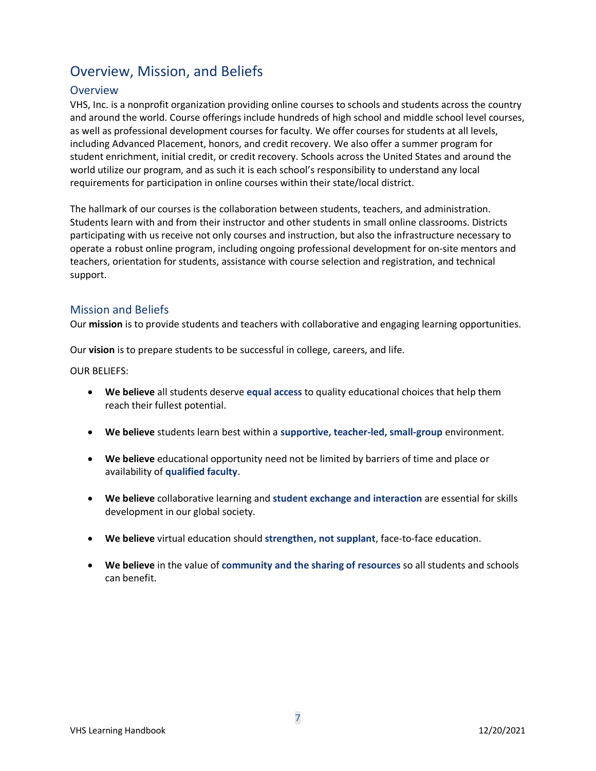# Overview, Mission, and Beliefs

## Overview

VHS, Inc. is a nonprofit organization providing online courses to schools and students across the country and around the world. Course offerings include hundreds of high school and middle school level courses, as well as professional development courses for faculty. We offer courses for students at all levels, including Advanced Placement, honors, and credit recovery. We also offer a summer program for student enrichment, initial credit, or credit recovery. Schools across the United States and around the world utilize our program, and as such it is each school's responsibility to understand any local requirements for participation in online courses within their state/local district.

The hallmark of our courses is the collaboration between students, teachers, and administration. Students learn with and from their instructor and other students in small online classrooms. Districts participating with us receive not only courses and instruction, but also the infrastructure necessary to operate a robust online program, including ongoing professional development for on-site mentors and teachers, orientation for students, assistance with course selection and registration, and technical support.

## Mission and Beliefs

Our **mission** is to provide students and teachers with collaborative and engaging learning opportunities.

Our **vision** is to prepare students to be successful in college, careers, and life.

OUR BELIEFS:

- **We believe** all students deserve **equal access** to quality educational choices that help them reach their fullest potential.
- **We believe** students learn best within a **supportive, teacher-led, small-group** environment.
- **We believe** educational opportunity need not be limited by barriers of time and place or availability of **qualified faculty**.
- **We believe** collaborative learning and **student exchange and interaction** are essential for skills development in our global society.
- **We believe** virtual education should **strengthen, not supplant**, face-to-face education.
- **We believe** in the value of **community and the sharing of resources** so all students and schools can benefit.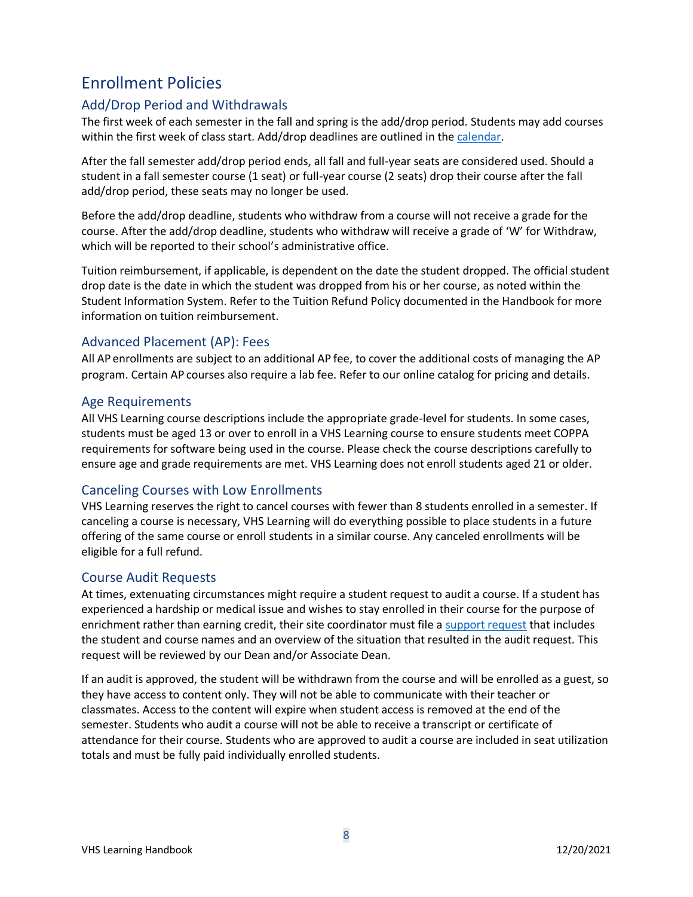# Enrollment Policies

## Add/Drop Period and Withdrawals

The first week of each semester in the fall and spring is the add/drop period. Students may add courses within the first week of class start. Add/drop deadlines are outlined in the calendar.

After the fall semester add/drop period ends, all fall and full-year seats are considered used. Should a student in a fall semester course (1 seat) or full-year course (2 seats) drop their course after the fall add/drop period, these seats may no longer be used.

Before the add/drop deadline, students who withdraw from a course will not receive a grade for the course. After the add/drop deadline, students who withdraw will receive a grade of 'W' for Withdraw, which will be reported to their school's administrative office.

Tuition reimbursement, if applicable, is dependent on the date the student dropped. The official student drop date is the date in which the student was dropped from his or her course, as noted within the Student Information System. Refer to the Tuition Refund Policy documented in the Handbook for more information on tuition reimbursement.

## Advanced Placement (AP): Fees

All AP enrollments are subject to an additional AP fee, to cover the additional costs of managing the AP program. Certain AP courses also require a lab fee. Refer to our online catalog for pricing and details.

## Age Requirements

All VHS Learning course descriptions include the appropriate grade-level for students. In some cases, students must be aged 13 or over to enroll in a VHS Learning course to ensure students meet COPPA requirements for software being used in the course. Please check the course descriptions carefully to ensure age and grade requirements are met. VHS Learning does not enroll students aged 21 or older.

## Canceling Courses with Low Enrollments

VHS Learning reserves the right to cancel courses with fewer than 8 students enrolled in a semester. If canceling a course is necessary, VHS Learning will do everything possible to place students in a future offering of the same course or enroll students in a similar course. Any canceled enrollments will be eligible for a full refund.

## Course Audit Requests

At times, extenuating circumstances might require a student request to audit a course. If a student has experienced a hardship or medical issue and wishes to stay enrolled in their course for the purpose of enrichment rather than earning credit, their site coordinator must file a support request that includes the student and course names and an overview of the situation that resulted in the audit request. This request will be reviewed by our Dean and/or Associate Dean.

If an audit is approved, the student will be withdrawn from the course and will be enrolled as a guest, so they have access to content only. They will not be able to communicate with their teacher or classmates. Access to the content will expire when student access is removed at the end of the semester. Students who audit a course will not be able to receive a transcript or certificate of attendance for their course. Students who are approved to audit a course are included in seat utilization totals and must be fully paid individually enrolled students.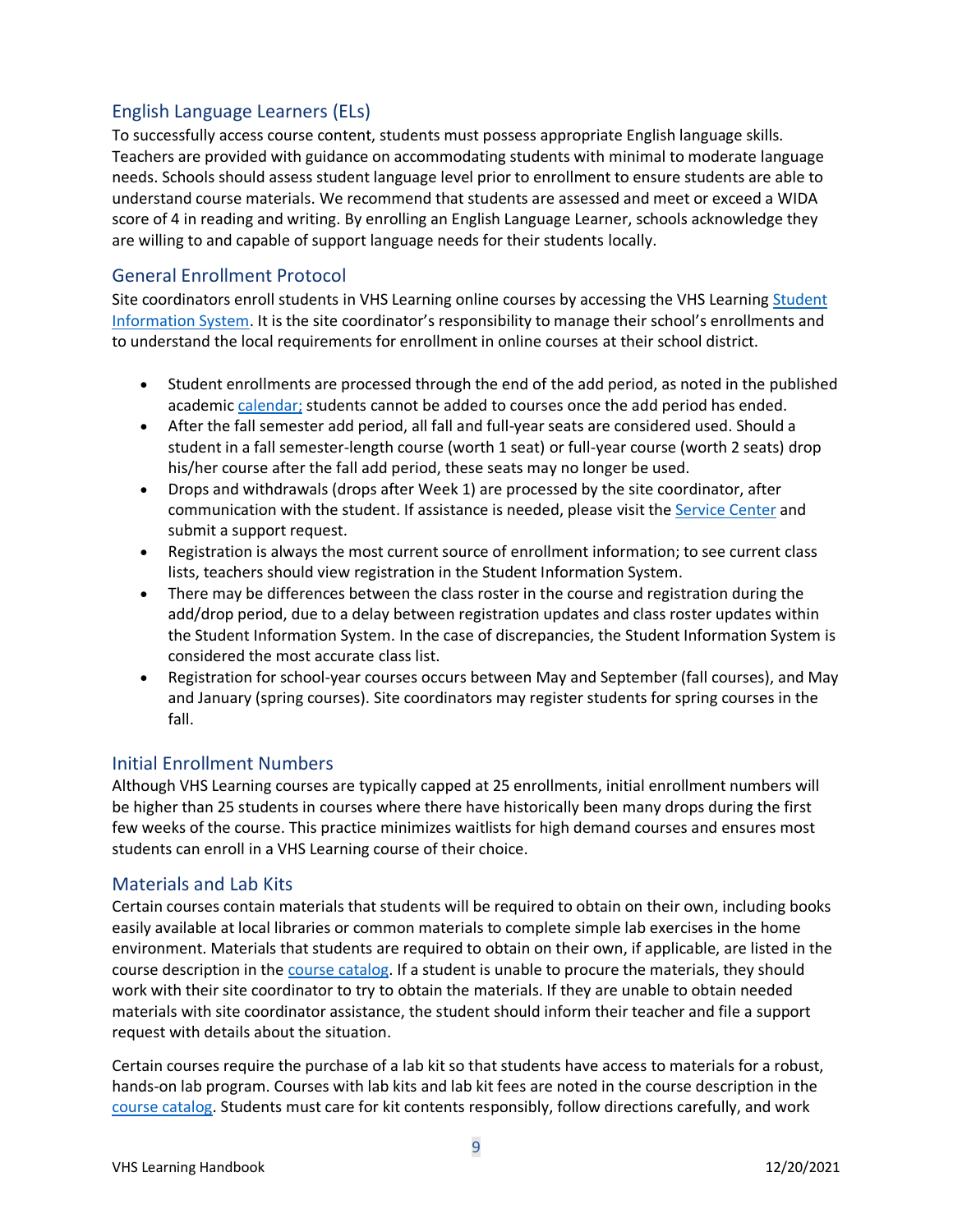## English Language Learners (ELs)

To successfully access course content, students must possess appropriate English language skills. Teachers are provided with guidance on accommodating students with minimal to moderate language needs. Schools should assess student language level prior to enrollment to ensure students are able to understand course materials. We recommend that students are assessed and meet or exceed a WIDA score of 4 in reading and writing. By enrolling an English Language Learner, schools acknowledge they are willing to and capable of support language needs for their students locally.

## General Enrollment Protocol

Site coordinators enroll students in VHS Learning online courses by accessing the VHS Learning Student Information System. It is the site coordinator's responsibility to manage their school's enrollments and to understand the local requirements for enrollment in online courses at their school district.

- Student enrollments are processed through the end of the add period, as noted in the published academic calendar; students cannot be added to courses once the add period has ended.
- After the fall semester add period, all fall and full-year seats are considered used. Should a student in a fall semester-length course (worth 1 seat) or full-year course (worth 2 seats) drop his/her course after the fall add period, these seats may no longer be used.
- Drops and withdrawals (drops after Week 1) are processed by the site coordinator, after communication with the student. If assistance is needed, please visit the Service Center and submit a support request.
- Registration is always the most current source of enrollment information; to see current class lists, teachers should view registration in the Student Information System.
- There may be differences between the class roster in the course and registration during the add/drop period, due to a delay between registration updates and class roster updates within the Student Information System. In the case of discrepancies, the Student Information System is considered the most accurate class list.
- Registration for school-year courses occurs between May and September (fall courses), and May and January (spring courses). Site coordinators may register students for spring courses in the fall.

## Initial Enrollment Numbers

Although VHS Learning courses are typically capped at 25 enrollments, initial enrollment numbers will be higher than 25 students in courses where there have historically been many drops during the first few weeks of the course. This practice minimizes waitlists for high demand courses and ensures most students can enroll in a VHS Learning course of their choice.

## Materials and Lab Kits

Certain courses contain materials that students will be required to obtain on their own, including books easily available at local libraries or common materials to complete simple lab exercises in the home environment. Materials that students are required to obtain on their own, if applicable, are listed in the course description in the course catalog. If a student is unable to procure the materials, they should work with their site coordinator to try to obtain the materials. If they are unable to obtain needed materials with site coordinator assistance, the student should inform their teacher and file a support request with details about the situation.

Certain courses require the purchase of a lab kit so that students have access to materials for a robust, hands-on lab program. Courses with lab kits and lab kit fees are noted in the course description in the course catalog. Students must care for kit contents responsibly, follow directions carefully, and work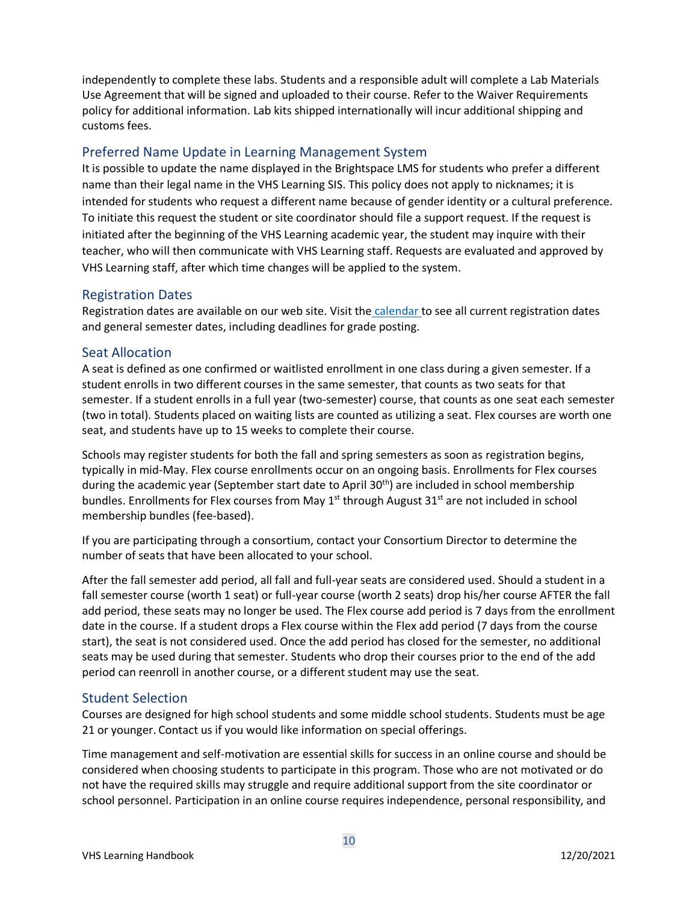independently to complete these labs. Students and a responsible adult will complete a Lab Materials Use Agreement that will be signed and uploaded to their course. Refer to the Waiver Requirements policy for additional information. Lab kits shipped internationally will incur additional shipping and customs fees.

## Preferred Name Update in Learning Management System

It is possible to update the name displayed in the Brightspace LMS for students who prefer a different name than their legal name in the VHS Learning SIS. This policy does not apply to nicknames; it is intended for students who request a different name because of gender identity or a cultural preference. To initiate this request the student or site coordinator should file a support request. If the request is initiated after the beginning of the VHS Learning academic year, the student may inquire with their teacher, who will then communicate with VHS Learning staff. Requests are evaluated and approved by VHS Learning staff, after which time changes will be applied to the system.

## Registration Dates

Registration dates are available on our web site. Visit the calendar to see all current registration dates and general semester dates, including deadlines for grade posting.

## Seat Allocation

A seat is defined as one confirmed or waitlisted enrollment in one class during a given semester. If a student enrolls in two different courses in the same semester, that counts as two seats for that semester. If a student enrolls in a full year (two-semester) course, that counts as one seat each semester (two in total). Students placed on waiting lists are counted as utilizing a seat. Flex courses are worth one seat, and students have up to 15 weeks to complete their course.

Schools may register students for both the fall and spring semesters as soon as registration begins, typically in mid-May. Flex course enrollments occur on an ongoing basis. Enrollments for Flex courses during the academic year (September start date to April 30th) are included in school membership bundles. Enrollments for Flex courses from May 1st through August 31st are not included in school membership bundles (fee-based).

If you are participating through a consortium, contact your Consortium Director to determine the number of seats that have been allocated to your school.

After the fall semester add period, all fall and full-year seats are considered used. Should a student in a fall semester course (worth 1 seat) or full-year course (worth 2 seats) drop his/her course AFTER the fall add period, these seats may no longer be used. The Flex course add period is 7 days from the enrollment date in the course. If a student drops a Flex course within the Flex add period (7 days from the course start), the seat is not considered used. Once the add period has closed for the semester, no additional seats may be used during that semester. Students who drop their courses prior to the end of the add period can reenroll in another course, or a different student may use the seat.

## Student Selection

Courses are designed for high school students and some middle school students. Students must be age 21 or younger. Contact us if you would like information on special offerings.

Time management and self-motivation are essential skills for success in an online course and should be considered when choosing students to participate in this program. Those who are not motivated or do not have the required skills may struggle and require additional support from the site coordinator or school personnel. Participation in an online course requires independence, personal responsibility, and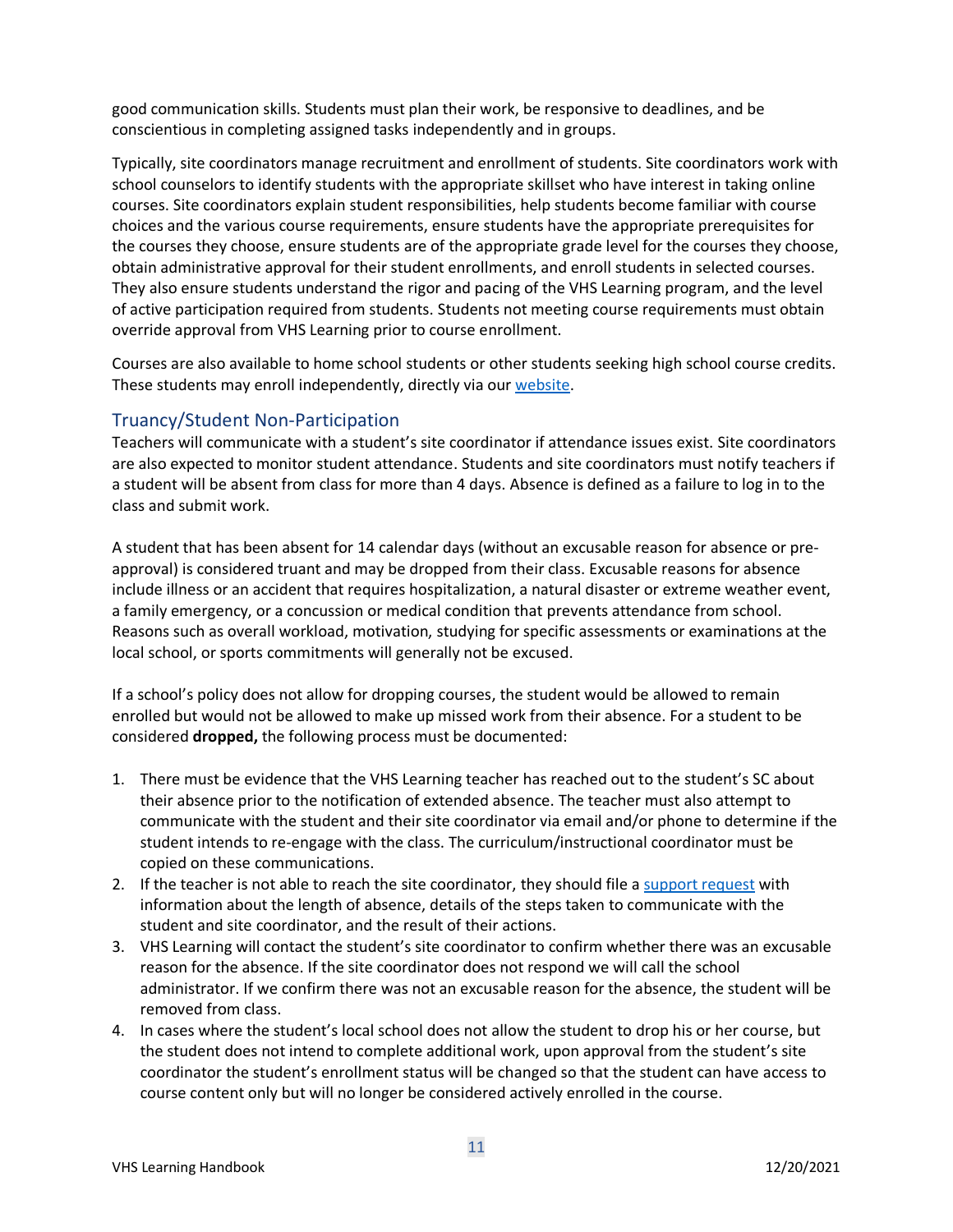good communication skills. Students must plan their work, be responsive to deadlines, and be conscientious in completing assigned tasks independently and in groups.

Typically, site coordinators manage recruitment and enrollment of students. Site coordinators work with school counselors to identify students with the appropriate skillset who have interest in taking online courses. Site coordinators explain student responsibilities, help students become familiar with course choices and the various course requirements, ensure students have the appropriate prerequisites for the courses they choose, ensure students are of the appropriate grade level for the courses they choose, obtain administrative approval for their student enrollments, and enroll students in selected courses. They also ensure students understand the rigor and pacing of the VHS Learning program, and the level of active participation required from students. Students not meeting course requirements must obtain override approval from VHS Learning prior to course enrollment.

Courses are also available to home school students or other students seeking high school course credits. These students may enroll independently, directly via our website.

## Truancy/Student Non-Participation

Teachers will communicate with a student's site coordinator if attendance issues exist. Site coordinators are also expected to monitor student attendance. Students and site coordinators must notify teachers if a student will be absent from class for more than 4 days. Absence is defined as a failure to log in to the class and submit work.

A student that has been absent for 14 calendar days (without an excusable reason for absence or pre-approval) is considered truant and may be dropped from their class. Excusable reasons for absence include illness or an accident that requires hospitalization, a natural disaster or extreme weather event, a family emergency, or a concussion or medical condition that prevents attendance from school. Reasons such as overall workload, motivation, studying for specific assessments or examinations at the local school, or sports commitments will generally not be excused.

If a school's policy does not allow for dropping courses, the student would be allowed to remain enrolled but would not be allowed to make up missed work from their absence. For a student to be considered **dropped,** the following process must be documented:

1. There must be evidence that the VHS Learning teacher has reached out to the student's SC about their absence prior to the notification of extended absence. The teacher must also attempt to communicate with the student and their site coordinator via email and/or phone to determine if the student intends to re-engage with the class. The curriculum/instructional coordinator must be copied on these communications.
2. If the teacher is not able to reach the site coordinator, they should file a support request with information about the length of absence, details of the steps taken to communicate with the student and site coordinator, and the result of their actions.
3. VHS Learning will contact the student's site coordinator to confirm whether there was an excusable reason for the absence. If the site coordinator does not respond we will call the school administrator. If we confirm there was not an excusable reason for the absence, the student will be removed from class.
4. In cases where the student's local school does not allow the student to drop his or her course, but the student does not intend to complete additional work, upon approval from the student's site coordinator the student's enrollment status will be changed so that the student can have access to course content only but will no longer be considered actively enrolled in the course.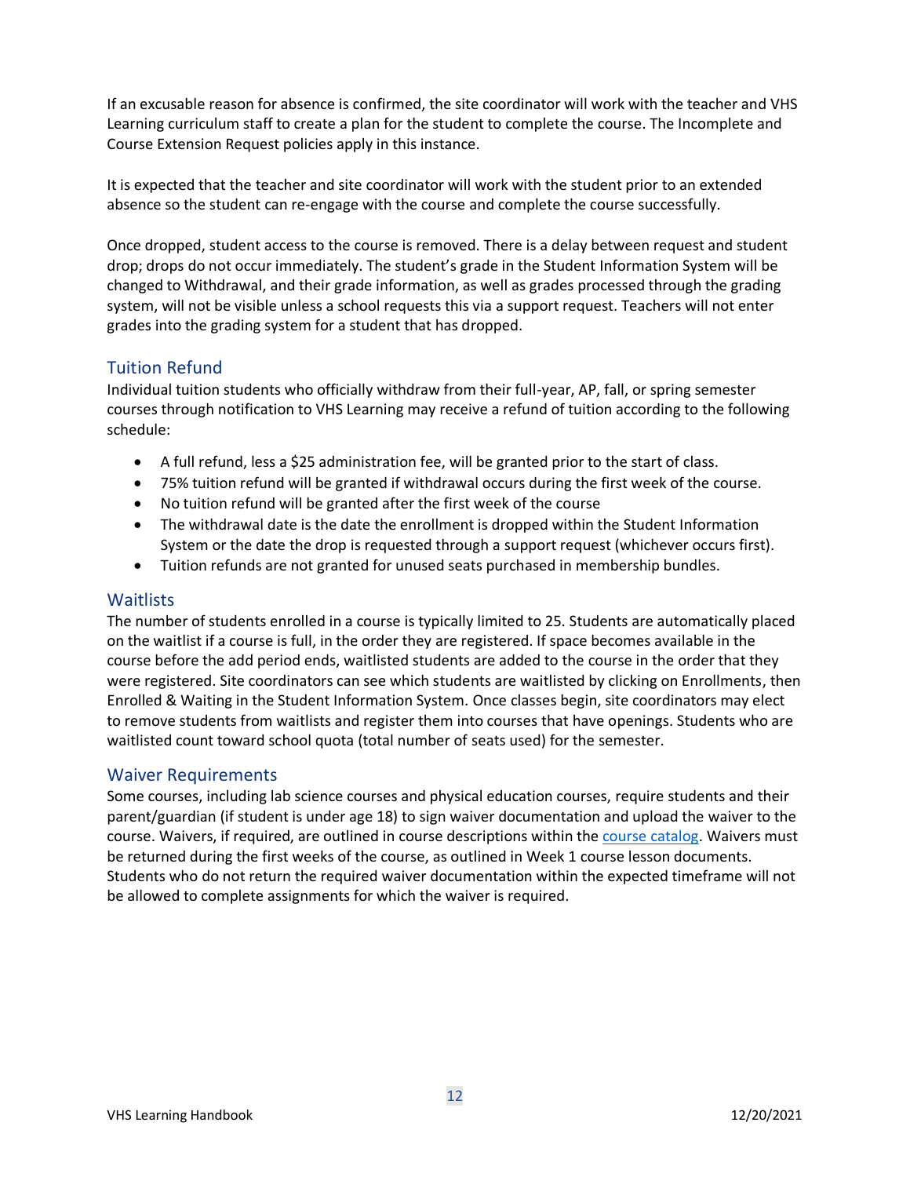If an excusable reason for absence is confirmed, the site coordinator will work with the teacher and VHS Learning curriculum staff to create a plan for the student to complete the course. The Incomplete and Course Extension Request policies apply in this instance.

It is expected that the teacher and site coordinator will work with the student prior to an extended absence so the student can re-engage with the course and complete the course successfully.

Once dropped, student access to the course is removed. There is a delay between request and student drop; drops do not occur immediately. The student's grade in the Student Information System will be changed to Withdrawal, and their grade information, as well as grades processed through the grading system, will not be visible unless a school requests this via a support request. Teachers will not enter grades into the grading system for a student that has dropped.

## Tuition Refund

Individual tuition students who officially withdraw from their full-year, AP, fall, or spring semester courses through notification to VHS Learning may receive a refund of tuition according to the following schedule:

- A full refund, less a $25 administration fee, will be granted prior to the start of class.
- 75% tuition refund will be granted if withdrawal occurs during the first week of the course.
- No tuition refund will be granted after the first week of the course
- The withdrawal date is the date the enrollment is dropped within the Student Information System or the date the drop is requested through a support request (whichever occurs first).
- Tuition refunds are not granted for unused seats purchased in membership bundles.

## Waitlists

The number of students enrolled in a course is typically limited to 25. Students are automatically placed on the waitlist if a course is full, in the order they are registered. If space becomes available in the course before the add period ends, waitlisted students are added to the course in the order that they were registered. Site coordinators can see which students are waitlisted by clicking on Enrollments, then Enrolled & Waiting in the Student Information System. Once classes begin, site coordinators may elect to remove students from waitlists and register them into courses that have openings. Students who are waitlisted count toward school quota (total number of seats used) for the semester.

## Waiver Requirements

Some courses, including lab science courses and physical education courses, require students and their parent/guardian (if student is under age 18) to sign waiver documentation and upload the waiver to the course. Waivers, if required, are outlined in course descriptions within the course catalog. Waivers must be returned during the first weeks of the course, as outlined in Week 1 course lesson documents. Students who do not return the required waiver documentation within the expected timeframe will not be allowed to complete assignments for which the waiver is required.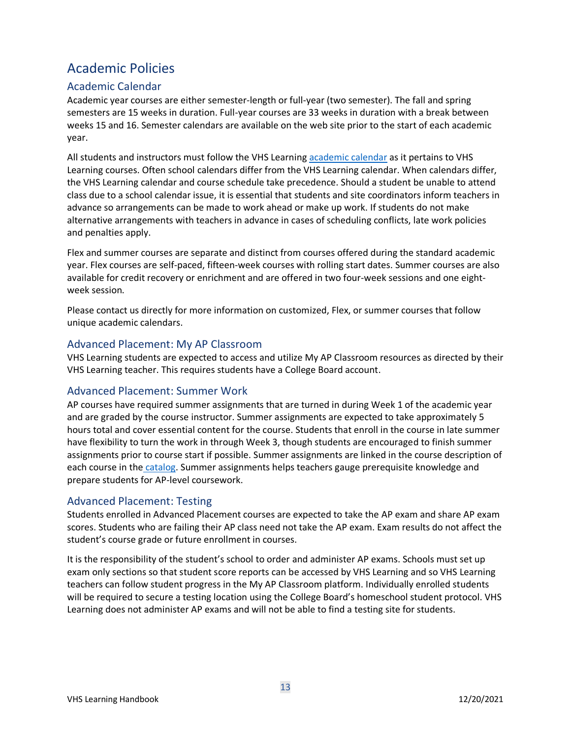# Academic Policies

## Academic Calendar

Academic year courses are either semester-length or full-year (two semester). The fall and spring semesters are 15 weeks in duration. Full-year courses are 33 weeks in duration with a break between weeks 15 and 16. Semester calendars are available on the web site prior to the start of each academic year.

All students and instructors must follow the VHS Learning academic calendar as it pertains to VHS Learning courses. Often school calendars differ from the VHS Learning calendar. When calendars differ, the VHS Learning calendar and course schedule take precedence. Should a student be unable to attend class due to a school calendar issue, it is essential that students and site coordinators inform teachers in advance so arrangements can be made to work ahead or make up work. If students do not make alternative arrangements with teachers in advance in cases of scheduling conflicts, late work policies and penalties apply.

Flex and summer courses are separate and distinct from courses offered during the standard academic year. Flex courses are self-paced, fifteen-week courses with rolling start dates. Summer courses are also available for credit recovery or enrichment and are offered in two four-week sessions and one eight-week session.

Please contact us directly for more information on customized, Flex, or summer courses that follow unique academic calendars.

## Advanced Placement: My AP Classroom

VHS Learning students are expected to access and utilize My AP Classroom resources as directed by their VHS Learning teacher. This requires students have a College Board account.

## Advanced Placement: Summer Work

AP courses have required summer assignments that are turned in during Week 1 of the academic year and are graded by the course instructor. Summer assignments are expected to take approximately 5 hours total and cover essential content for the course. Students that enroll in the course in late summer have flexibility to turn the work in through Week 3, though students are encouraged to finish summer assignments prior to course start if possible. Summer assignments are linked in the course description of each course in the catalog. Summer assignments helps teachers gauge prerequisite knowledge and prepare students for AP-level coursework.

## Advanced Placement: Testing

Students enrolled in Advanced Placement courses are expected to take the AP exam and share AP exam scores. Students who are failing their AP class need not take the AP exam. Exam results do not affect the student's course grade or future enrollment in courses.

It is the responsibility of the student's school to order and administer AP exams. Schools must set up exam only sections so that student score reports can be accessed by VHS Learning and so VHS Learning teachers can follow student progress in the My AP Classroom platform. Individually enrolled students will be required to secure a testing location using the College Board's homeschool student protocol. VHS Learning does not administer AP exams and will not be able to find a testing site for students.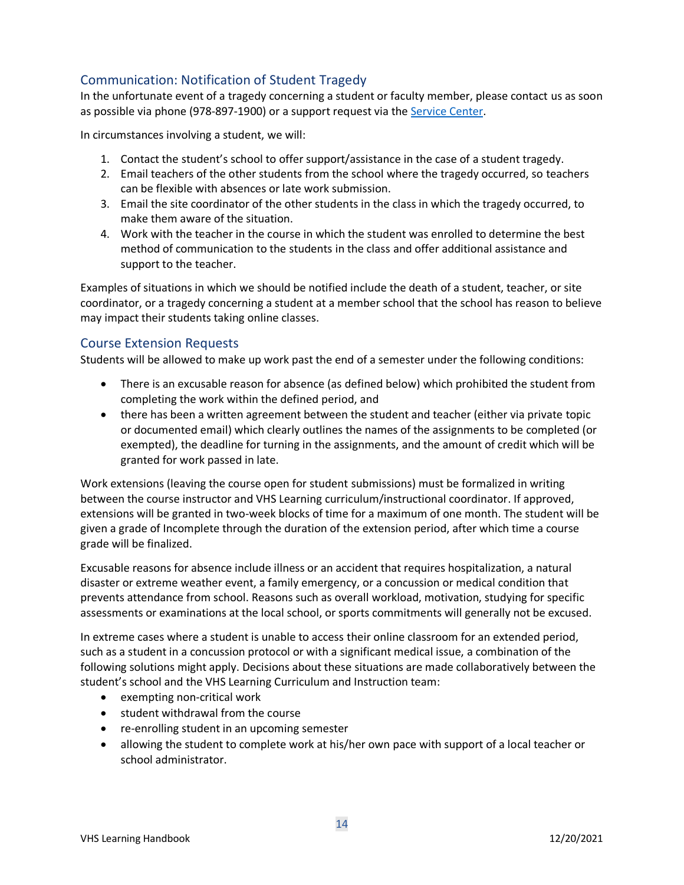## Communication: Notification of Student Tragedy

In the unfortunate event of a tragedy concerning a student or faculty member, please contact us as soon as possible via phone (978-897-1900) or a support request via the [Service Center](Service Center).

In circumstances involving a student, we will:

1. Contact the student's school to offer support/assistance in the case of a student tragedy.
2. Email teachers of the other students from the school where the tragedy occurred, so teachers can be flexible with absences or late work submission.
3. Email the site coordinator of the other students in the class in which the tragedy occurred, to make them aware of the situation.
4. Work with the teacher in the course in which the student was enrolled to determine the best method of communication to the students in the class and offer additional assistance and support to the teacher.

Examples of situations in which we should be notified include the death of a student, teacher, or site coordinator, or a tragedy concerning a student at a member school that the school has reason to believe may impact their students taking online classes.

## Course Extension Requests

Students will be allowed to make up work past the end of a semester under the following conditions:

- There is an excusable reason for absence (as defined below) which prohibited the student from completing the work within the defined period, and
- there has been a written agreement between the student and teacher (either via private topic or documented email) which clearly outlines the names of the assignments to be completed (or exempted), the deadline for turning in the assignments, and the amount of credit which will be granted for work passed in late.

Work extensions (leaving the course open for student submissions) must be formalized in writing between the course instructor and VHS Learning curriculum/instructional coordinator. If approved, extensions will be granted in two-week blocks of time for a maximum of one month. The student will be given a grade of Incomplete through the duration of the extension period, after which time a course grade will be finalized.

Excusable reasons for absence include illness or an accident that requires hospitalization, a natural disaster or extreme weather event, a family emergency, or a concussion or medical condition that prevents attendance from school. Reasons such as overall workload, motivation, studying for specific assessments or examinations at the local school, or sports commitments will generally not be excused.

In extreme cases where a student is unable to access their online classroom for an extended period, such as a student in a concussion protocol or with a significant medical issue, a combination of the following solutions might apply. Decisions about these situations are made collaboratively between the student's school and the VHS Learning Curriculum and Instruction team:

- exempting non-critical work
- student withdrawal from the course
- re-enrolling student in an upcoming semester
- allowing the student to complete work at his/her own pace with support of a local teacher or school administrator.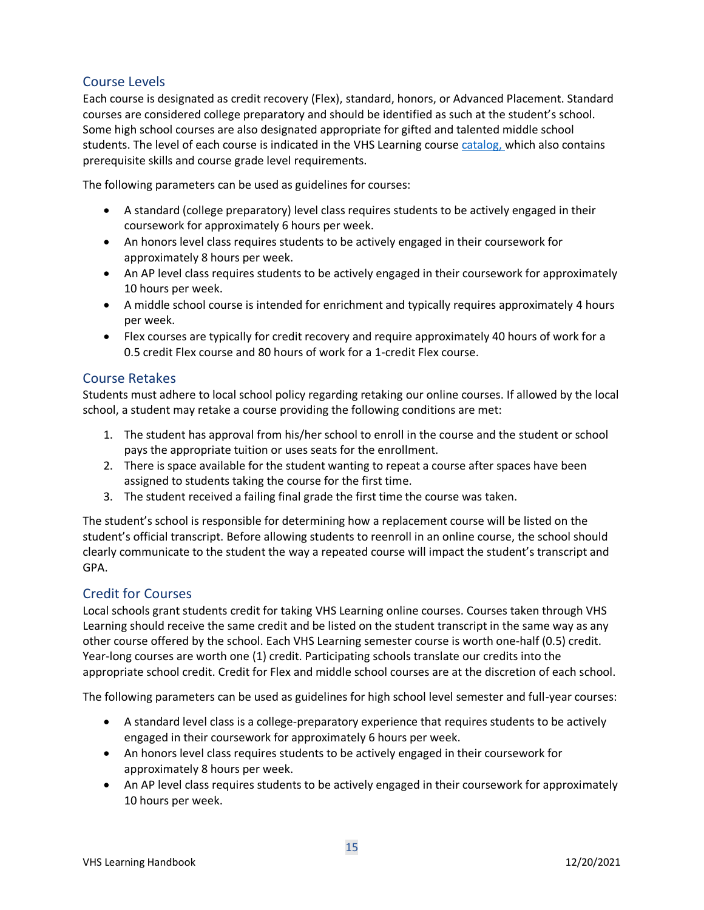## Course Levels

Each course is designated as credit recovery (Flex), standard, honors, or Advanced Placement. Standard courses are considered college preparatory and should be identified as such at the student's school. Some high school courses are also designated appropriate for gifted and talented middle school students. The level of each course is indicated in the VHS Learning course catalog, which also contains prerequisite skills and course grade level requirements.

The following parameters can be used as guidelines for courses:

- A standard (college preparatory) level class requires students to be actively engaged in their coursework for approximately 6 hours per week.
- An honors level class requires students to be actively engaged in their coursework for approximately 8 hours per week.
- An AP level class requires students to be actively engaged in their coursework for approximately 10 hours per week.
- A middle school course is intended for enrichment and typically requires approximately 4 hours per week.
- Flex courses are typically for credit recovery and require approximately 40 hours of work for a 0.5 credit Flex course and 80 hours of work for a 1-credit Flex course.

## Course Retakes

Students must adhere to local school policy regarding retaking our online courses. If allowed by the local school, a student may retake a course providing the following conditions are met:

1. The student has approval from his/her school to enroll in the course and the student or school pays the appropriate tuition or uses seats for the enrollment.
2. There is space available for the student wanting to repeat a course after spaces have been assigned to students taking the course for the first time.
3. The student received a failing final grade the first time the course was taken.

The student's school is responsible for determining how a replacement course will be listed on the student's official transcript. Before allowing students to reenroll in an online course, the school should clearly communicate to the student the way a repeated course will impact the student's transcript and GPA.

## Credit for Courses

Local schools grant students credit for taking VHS Learning online courses. Courses taken through VHS Learning should receive the same credit and be listed on the student transcript in the same way as any other course offered by the school. Each VHS Learning semester course is worth one-half (0.5) credit. Year-long courses are worth one (1) credit. Participating schools translate our credits into the appropriate school credit. Credit for Flex and middle school courses are at the discretion of each school.

The following parameters can be used as guidelines for high school level semester and full-year courses:

- A standard level class is a college-preparatory experience that requires students to be actively engaged in their coursework for approximately 6 hours per week.
- An honors level class requires students to be actively engaged in their coursework for approximately 8 hours per week.
- An AP level class requires students to be actively engaged in their coursework for approximately 10 hours per week.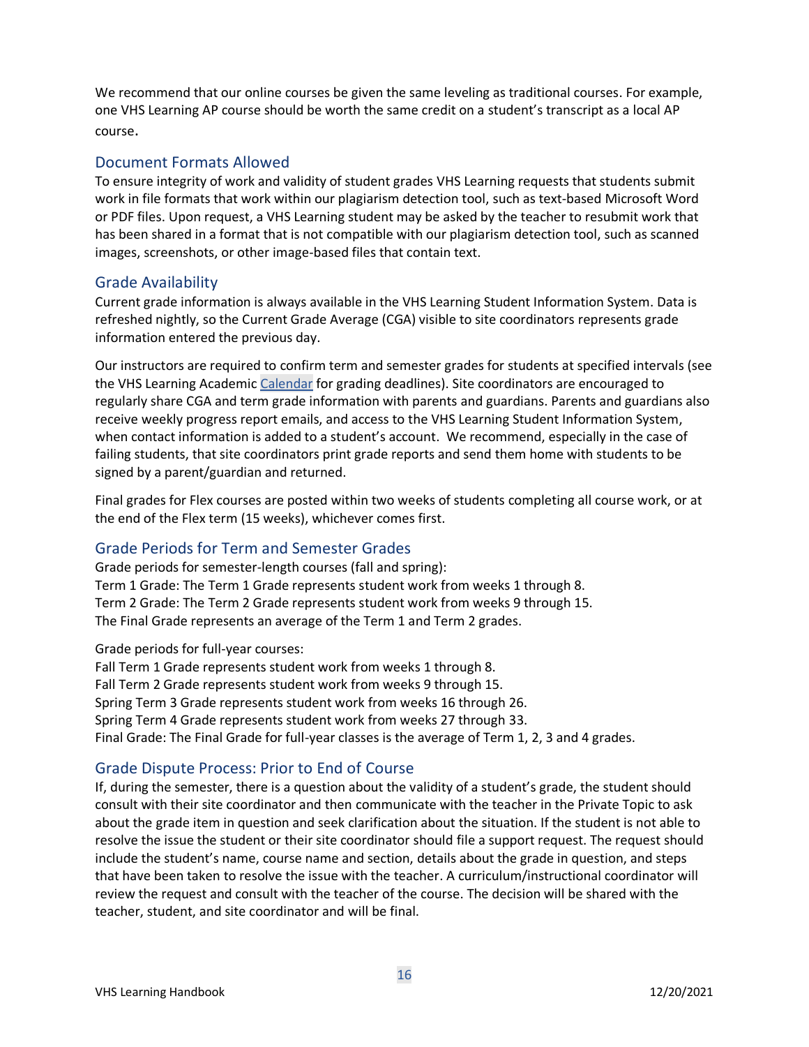We recommend that our online courses be given the same leveling as traditional courses. For example, one VHS Learning AP course should be worth the same credit on a student's transcript as a local AP course.

## Document Formats Allowed

To ensure integrity of work and validity of student grades VHS Learning requests that students submit work in file formats that work within our plagiarism detection tool, such as text-based Microsoft Word or PDF files. Upon request, a VHS Learning student may be asked by the teacher to resubmit work that has been shared in a format that is not compatible with our plagiarism detection tool, such as scanned images, screenshots, or other image-based files that contain text.

## Grade Availability

Current grade information is always available in the VHS Learning Student Information System. Data is refreshed nightly, so the Current Grade Average (CGA) visible to site coordinators represents grade information entered the previous day.

Our instructors are required to confirm term and semester grades for students at specified intervals (see the VHS Learning Academic Calendar for grading deadlines). Site coordinators are encouraged to regularly share CGA and term grade information with parents and guardians. Parents and guardians also receive weekly progress report emails, and access to the VHS Learning Student Information System, when contact information is added to a student's account. We recommend, especially in the case of failing students, that site coordinators print grade reports and send them home with students to be signed by a parent/guardian and returned.

Final grades for Flex courses are posted within two weeks of students completing all course work, or at the end of the Flex term (15 weeks), whichever comes first.

## Grade Periods for Term and Semester Grades

Grade periods for semester-length courses (fall and spring):
Term 1 Grade: The Term 1 Grade represents student work from weeks 1 through 8.
Term 2 Grade: The Term 2 Grade represents student work from weeks 9 through 15.
The Final Grade represents an average of the Term 1 and Term 2 grades.

Grade periods for full-year courses:
Fall Term 1 Grade represents student work from weeks 1 through 8.
Fall Term 2 Grade represents student work from weeks 9 through 15.
Spring Term 3 Grade represents student work from weeks 16 through 26.
Spring Term 4 Grade represents student work from weeks 27 through 33.
Final Grade: The Final Grade for full-year classes is the average of Term 1, 2, 3 and 4 grades.

## Grade Dispute Process: Prior to End of Course

If, during the semester, there is a question about the validity of a student's grade, the student should consult with their site coordinator and then communicate with the teacher in the Private Topic to ask about the grade item in question and seek clarification about the situation. If the student is not able to resolve the issue the student or their site coordinator should file a support request. The request should include the student's name, course name and section, details about the grade in question, and steps that have been taken to resolve the issue with the teacher. A curriculum/instructional coordinator will review the request and consult with the teacher of the course. The decision will be shared with the teacher, student, and site coordinator and will be final.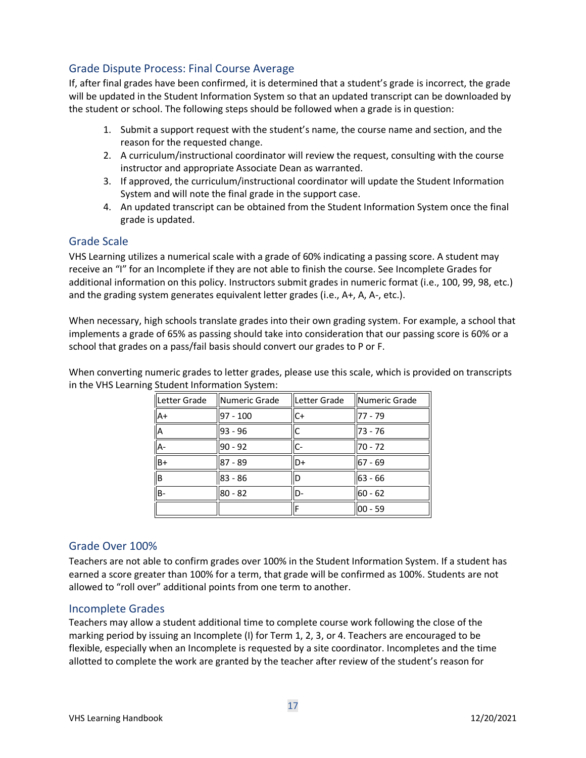## Grade Dispute Process: Final Course Average

If, after final grades have been confirmed, it is determined that a student's grade is incorrect, the grade will be updated in the Student Information System so that an updated transcript can be downloaded by the student or school. The following steps should be followed when a grade is in question:

1. Submit a support request with the student's name, the course name and section, and the reason for the requested change.
2. A curriculum/instructional coordinator will review the request, consulting with the course instructor and appropriate Associate Dean as warranted.
3. If approved, the curriculum/instructional coordinator will update the Student Information System and will note the final grade in the support case.
4. An updated transcript can be obtained from the Student Information System once the final grade is updated.

## Grade Scale

VHS Learning utilizes a numerical scale with a grade of 60% indicating a passing score. A student may receive an "I" for an Incomplete if they are not able to finish the course. See Incomplete Grades for additional information on this policy. Instructors submit grades in numeric format (i.e., 100, 99, 98, etc.) and the grading system generates equivalent letter grades (i.e., A+, A, A-, etc.).

When necessary, high schools translate grades into their own grading system. For example, a school that implements a grade of 65% as passing should take into consideration that our passing score is 60% or a school that grades on a pass/fail basis should convert our grades to P or F.

When converting numeric grades to letter grades, please use this scale, which is provided on transcripts in the VHS Learning Student Information System:

| Letter Grade | Numeric Grade | Letter Grade | Numeric Grade |
|---|---|---|---|
| A+ | 97 - 100 | C+ | 77 - 79 |
| A | 93 - 96 | C | 73 - 76 |
| A- | 90 - 92 | C- | 70 - 72 |
| B+ | 87 - 89 | D+ | 67 - 69 |
| B | 83 - 86 | D | 63 - 66 |
| B- | 80 - 82 | D- | 60 - 62 |
| | | F | 00 - 59 |

## Grade Over 100%

Teachers are not able to confirm grades over 100% in the Student Information System. If a student has earned a score greater than 100% for a term, that grade will be confirmed as 100%. Students are not allowed to "roll over" additional points from one term to another.

## Incomplete Grades

Teachers may allow a student additional time to complete course work following the close of the marking period by issuing an Incomplete (I) for Term 1, 2, 3, or 4. Teachers are encouraged to be flexible, especially when an Incomplete is requested by a site coordinator. Incompletes and the time allotted to complete the work are granted by the teacher after review of the student's reason for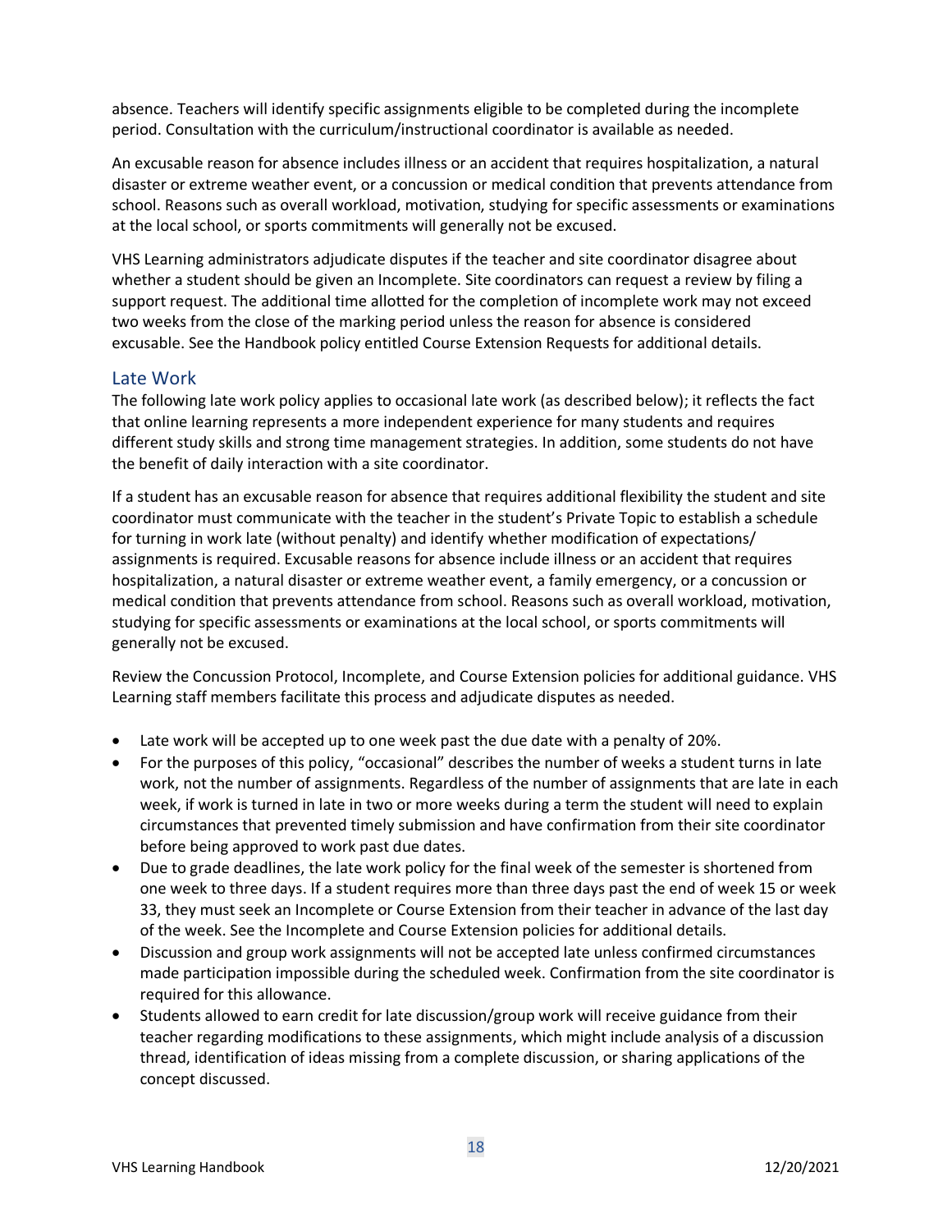absence. Teachers will identify specific assignments eligible to be completed during the incomplete period. Consultation with the curriculum/instructional coordinator is available as needed.

An excusable reason for absence includes illness or an accident that requires hospitalization, a natural disaster or extreme weather event, or a concussion or medical condition that prevents attendance from school. Reasons such as overall workload, motivation, studying for specific assessments or examinations at the local school, or sports commitments will generally not be excused.

VHS Learning administrators adjudicate disputes if the teacher and site coordinator disagree about whether a student should be given an Incomplete. Site coordinators can request a review by filing a support request. The additional time allotted for the completion of incomplete work may not exceed two weeks from the close of the marking period unless the reason for absence is considered excusable. See the Handbook policy entitled Course Extension Requests for additional details.

## Late Work

The following late work policy applies to occasional late work (as described below); it reflects the fact that online learning represents a more independent experience for many students and requires different study skills and strong time management strategies. In addition, some students do not have the benefit of daily interaction with a site coordinator.

If a student has an excusable reason for absence that requires additional flexibility the student and site coordinator must communicate with the teacher in the student's Private Topic to establish a schedule for turning in work late (without penalty) and identify whether modification of expectations/ assignments is required. Excusable reasons for absence include illness or an accident that requires hospitalization, a natural disaster or extreme weather event, a family emergency, or a concussion or medical condition that prevents attendance from school. Reasons such as overall workload, motivation, studying for specific assessments or examinations at the local school, or sports commitments will generally not be excused.

Review the Concussion Protocol, Incomplete, and Course Extension policies for additional guidance. VHS Learning staff members facilitate this process and adjudicate disputes as needed.

- Late work will be accepted up to one week past the due date with a penalty of 20%.
- For the purposes of this policy, "occasional" describes the number of weeks a student turns in late work, not the number of assignments. Regardless of the number of assignments that are late in each week, if work is turned in late in two or more weeks during a term the student will need to explain circumstances that prevented timely submission and have confirmation from their site coordinator before being approved to work past due dates.
- Due to grade deadlines, the late work policy for the final week of the semester is shortened from one week to three days. If a student requires more than three days past the end of week 15 or week 33, they must seek an Incomplete or Course Extension from their teacher in advance of the last day of the week. See the Incomplete and Course Extension policies for additional details.
- Discussion and group work assignments will not be accepted late unless confirmed circumstances made participation impossible during the scheduled week. Confirmation from the site coordinator is required for this allowance.
- Students allowed to earn credit for late discussion/group work will receive guidance from their teacher regarding modifications to these assignments, which might include analysis of a discussion thread, identification of ideas missing from a complete discussion, or sharing applications of the concept discussed.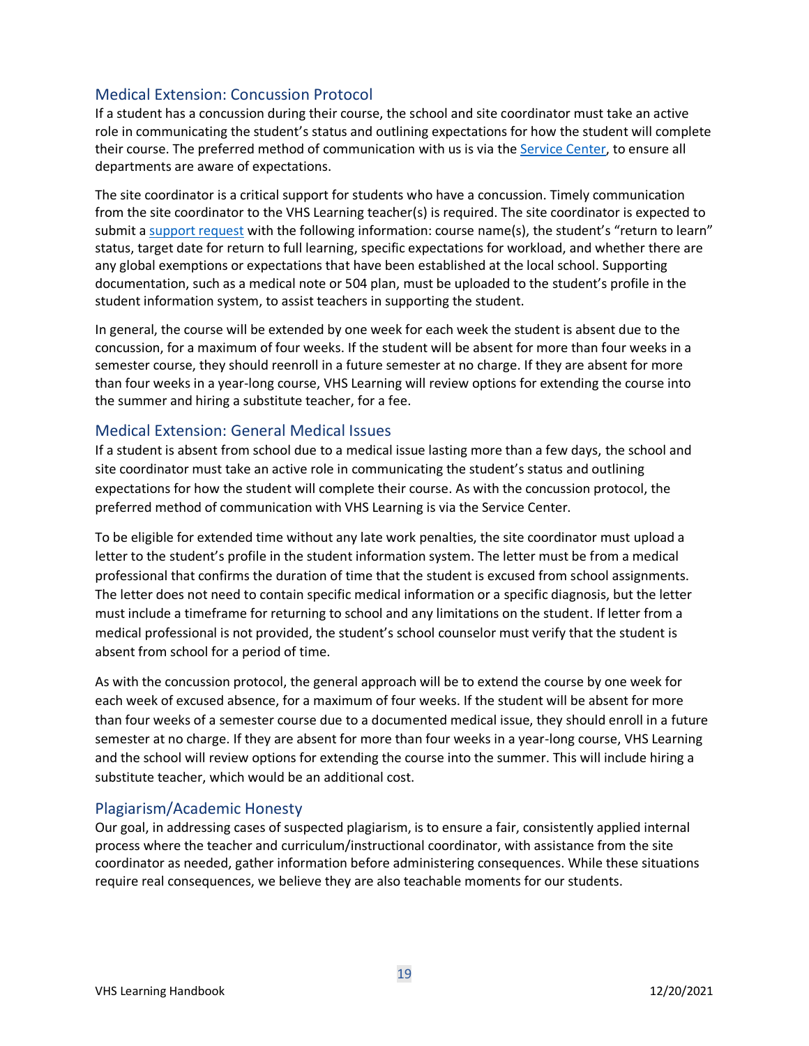## Medical Extension: Concussion Protocol

If a student has a concussion during their course, the school and site coordinator must take an active role in communicating the student's status and outlining expectations for how the student will complete their course. The preferred method of communication with us is via the [Service Center](), to ensure all departments are aware of expectations.

The site coordinator is a critical support for students who have a concussion. Timely communication from the site coordinator to the VHS Learning teacher(s) is required. The site coordinator is expected to submit a [support request]() with the following information: course name(s), the student's "return to learn" status, target date for return to full learning, specific expectations for workload, and whether there are any global exemptions or expectations that have been established at the local school. Supporting documentation, such as a medical note or 504 plan, must be uploaded to the student's profile in the student information system, to assist teachers in supporting the student.

In general, the course will be extended by one week for each week the student is absent due to the concussion, for a maximum of four weeks. If the student will be absent for more than four weeks in a semester course, they should reenroll in a future semester at no charge. If they are absent for more than four weeks in a year-long course, VHS Learning will review options for extending the course into the summer and hiring a substitute teacher, for a fee.

## Medical Extension: General Medical Issues

If a student is absent from school due to a medical issue lasting more than a few days, the school and site coordinator must take an active role in communicating the student's status and outlining expectations for how the student will complete their course. As with the concussion protocol, the preferred method of communication with VHS Learning is via the Service Center.

To be eligible for extended time without any late work penalties, the site coordinator must upload a letter to the student's profile in the student information system. The letter must be from a medical professional that confirms the duration of time that the student is excused from school assignments. The letter does not need to contain specific medical information or a specific diagnosis, but the letter must include a timeframe for returning to school and any limitations on the student. If letter from a medical professional is not provided, the student's school counselor must verify that the student is absent from school for a period of time.

As with the concussion protocol, the general approach will be to extend the course by one week for each week of excused absence, for a maximum of four weeks. If the student will be absent for more than four weeks of a semester course due to a documented medical issue, they should enroll in a future semester at no charge. If they are absent for more than four weeks in a year-long course, VHS Learning and the school will review options for extending the course into the summer. This will include hiring a substitute teacher, which would be an additional cost.

## Plagiarism/Academic Honesty

Our goal, in addressing cases of suspected plagiarism, is to ensure a fair, consistently applied internal process where the teacher and curriculum/instructional coordinator, with assistance from the site coordinator as needed, gather information before administering consequences. While these situations require real consequences, we believe they are also teachable moments for our students.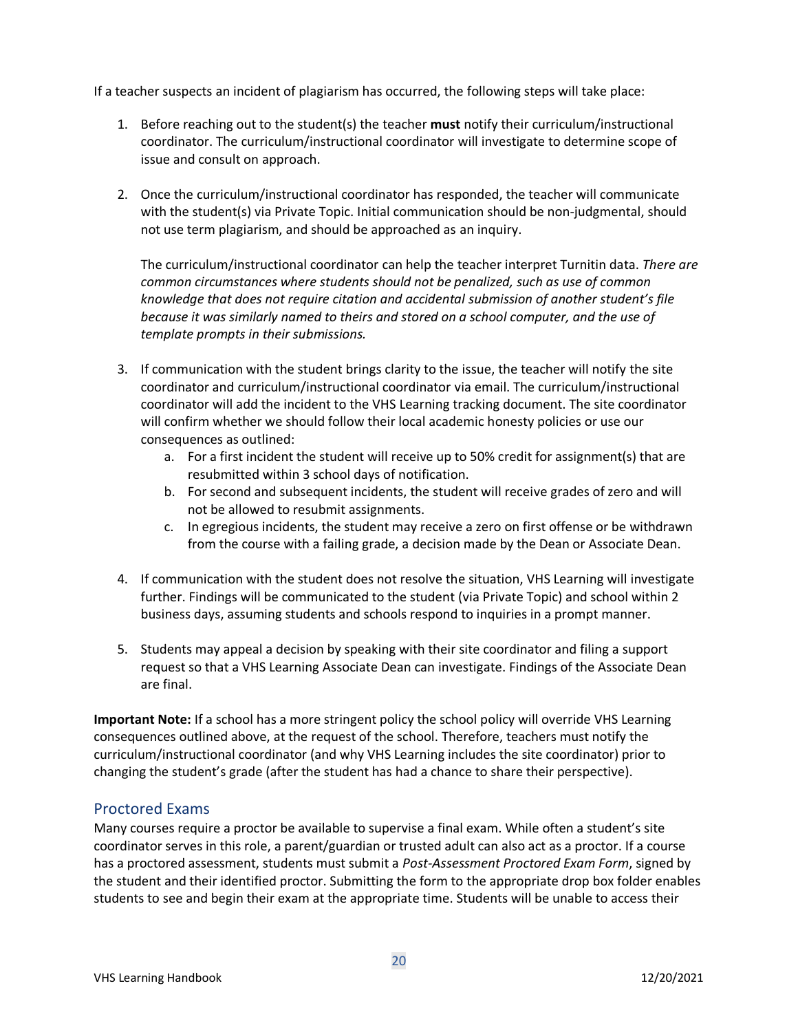If a teacher suspects an incident of plagiarism has occurred, the following steps will take place:

1. Before reaching out to the student(s) the teacher **must** notify their curriculum/instructional coordinator. The curriculum/instructional coordinator will investigate to determine scope of issue and consult on approach.

2. Once the curriculum/instructional coordinator has responded, the teacher will communicate with the student(s) via Private Topic. Initial communication should be non-judgmental, should not use term plagiarism, and should be approached as an inquiry.

   The curriculum/instructional coordinator can help the teacher interpret Turnitin data. *There are common circumstances where students should not be penalized, such as use of common knowledge that does not require citation and accidental submission of another student's file because it was similarly named to theirs and stored on a school computer, and the use of template prompts in their submissions.*

3. If communication with the student brings clarity to the issue, the teacher will notify the site coordinator and curriculum/instructional coordinator via email. The curriculum/instructional coordinator will add the incident to the VHS Learning tracking document. The site coordinator will confirm whether we should follow their local academic honesty policies or use our consequences as outlined:
   a. For a first incident the student will receive up to 50% credit for assignment(s) that are resubmitted within 3 school days of notification.
   b. For second and subsequent incidents, the student will receive grades of zero and will not be allowed to resubmit assignments.
   c. In egregious incidents, the student may receive a zero on first offense or be withdrawn from the course with a failing grade, a decision made by the Dean or Associate Dean.

4. If communication with the student does not resolve the situation, VHS Learning will investigate further. Findings will be communicated to the student (via Private Topic) and school within 2 business days, assuming students and schools respond to inquiries in a prompt manner.

5. Students may appeal a decision by speaking with their site coordinator and filing a support request so that a VHS Learning Associate Dean can investigate. Findings of the Associate Dean are final.

**Important Note:** If a school has a more stringent policy the school policy will override VHS Learning consequences outlined above, at the request of the school. Therefore, teachers must notify the curriculum/instructional coordinator (and why VHS Learning includes the site coordinator) prior to changing the student's grade (after the student has had a chance to share their perspective).

## Proctored Exams

Many courses require a proctor be available to supervise a final exam. While often a student's site coordinator serves in this role, a parent/guardian or trusted adult can also act as a proctor. If a course has a proctored assessment, students must submit a *Post-Assessment Proctored Exam Form*, signed by the student and their identified proctor. Submitting the form to the appropriate drop box folder enables students to see and begin their exam at the appropriate time. Students will be unable to access their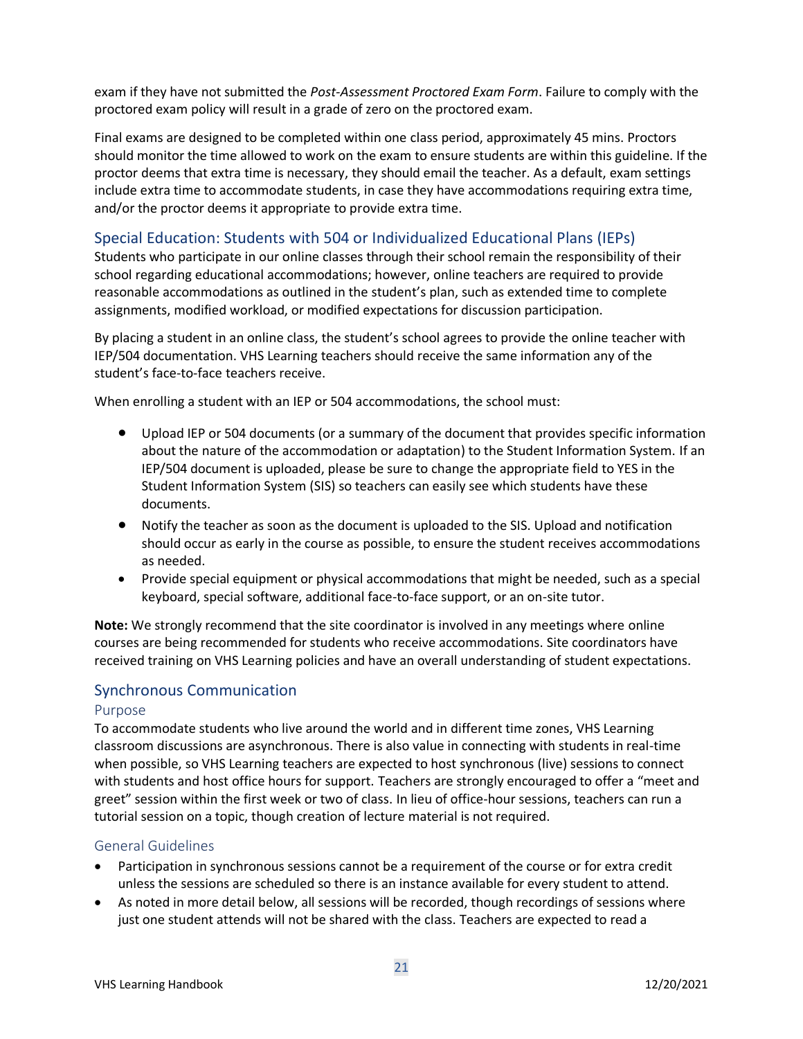exam if they have not submitted the *Post-Assessment Proctored Exam Form*. Failure to comply with the proctored exam policy will result in a grade of zero on the proctored exam.

Final exams are designed to be completed within one class period, approximately 45 mins. Proctors should monitor the time allowed to work on the exam to ensure students are within this guideline. If the proctor deems that extra time is necessary, they should email the teacher. As a default, exam settings include extra time to accommodate students, in case they have accommodations requiring extra time, and/or the proctor deems it appropriate to provide extra time.

## Special Education: Students with 504 or Individualized Educational Plans (IEPs)

Students who participate in our online classes through their school remain the responsibility of their school regarding educational accommodations; however, online teachers are required to provide reasonable accommodations as outlined in the student's plan, such as extended time to complete assignments, modified workload, or modified expectations for discussion participation.

By placing a student in an online class, the student's school agrees to provide the online teacher with IEP/504 documentation. VHS Learning teachers should receive the same information any of the student's face-to-face teachers receive.

When enrolling a student with an IEP or 504 accommodations, the school must:

- Upload IEP or 504 documents (or a summary of the document that provides specific information about the nature of the accommodation or adaptation) to the Student Information System. If an IEP/504 document is uploaded, please be sure to change the appropriate field to YES in the Student Information System (SIS) so teachers can easily see which students have these documents.
- Notify the teacher as soon as the document is uploaded to the SIS. Upload and notification should occur as early in the course as possible, to ensure the student receives accommodations as needed.
- Provide special equipment or physical accommodations that might be needed, such as a special keyboard, special software, additional face-to-face support, or an on-site tutor.

**Note:** We strongly recommend that the site coordinator is involved in any meetings where online courses are being recommended for students who receive accommodations. Site coordinators have received training on VHS Learning policies and have an overall understanding of student expectations.

## Synchronous Communication

### Purpose

To accommodate students who live around the world and in different time zones, VHS Learning classroom discussions are asynchronous. There is also value in connecting with students in real-time when possible, so VHS Learning teachers are expected to host synchronous (live) sessions to connect with students and host office hours for support. Teachers are strongly encouraged to offer a "meet and greet" session within the first week or two of class. In lieu of office-hour sessions, teachers can run a tutorial session on a topic, though creation of lecture material is not required.

### General Guidelines

- Participation in synchronous sessions cannot be a requirement of the course or for extra credit unless the sessions are scheduled so there is an instance available for every student to attend.
- As noted in more detail below, all sessions will be recorded, though recordings of sessions where just one student attends will not be shared with the class. Teachers are expected to read a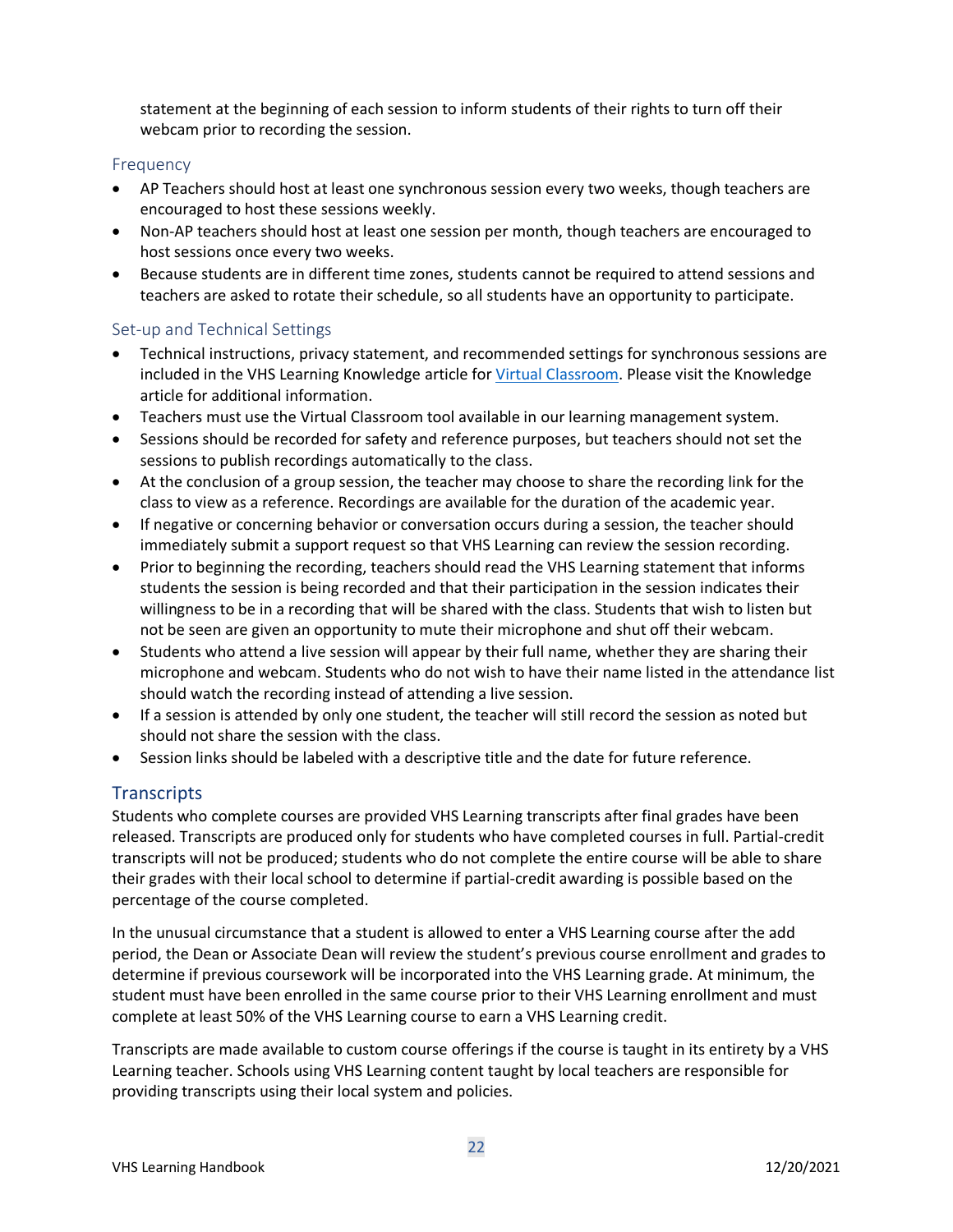statement at the beginning of each session to inform students of their rights to turn off their webcam prior to recording the session.

### Frequency

- AP Teachers should host at least one synchronous session every two weeks, though teachers are encouraged to host these sessions weekly.
- Non-AP teachers should host at least one session per month, though teachers are encouraged to host sessions once every two weeks.
- Because students are in different time zones, students cannot be required to attend sessions and teachers are asked to rotate their schedule, so all students have an opportunity to participate.

### Set-up and Technical Settings

- Technical instructions, privacy statement, and recommended settings for synchronous sessions are included in the VHS Learning Knowledge article for Virtual Classroom. Please visit the Knowledge article for additional information.
- Teachers must use the Virtual Classroom tool available in our learning management system.
- Sessions should be recorded for safety and reference purposes, but teachers should not set the sessions to publish recordings automatically to the class.
- At the conclusion of a group session, the teacher may choose to share the recording link for the class to view as a reference. Recordings are available for the duration of the academic year.
- If negative or concerning behavior or conversation occurs during a session, the teacher should immediately submit a support request so that VHS Learning can review the session recording.
- Prior to beginning the recording, teachers should read the VHS Learning statement that informs students the session is being recorded and that their participation in the session indicates their willingness to be in a recording that will be shared with the class. Students that wish to listen but not be seen are given an opportunity to mute their microphone and shut off their webcam.
- Students who attend a live session will appear by their full name, whether they are sharing their microphone and webcam. Students who do not wish to have their name listed in the attendance list should watch the recording instead of attending a live session.
- If a session is attended by only one student, the teacher will still record the session as noted but should not share the session with the class.
- Session links should be labeled with a descriptive title and the date for future reference.

## Transcripts

Students who complete courses are provided VHS Learning transcripts after final grades have been released. Transcripts are produced only for students who have completed courses in full. Partial-credit transcripts will not be produced; students who do not complete the entire course will be able to share their grades with their local school to determine if partial-credit awarding is possible based on the percentage of the course completed.

In the unusual circumstance that a student is allowed to enter a VHS Learning course after the add period, the Dean or Associate Dean will review the student's previous course enrollment and grades to determine if previous coursework will be incorporated into the VHS Learning grade. At minimum, the student must have been enrolled in the same course prior to their VHS Learning enrollment and must complete at least 50% of the VHS Learning course to earn a VHS Learning credit.

Transcripts are made available to custom course offerings if the course is taught in its entirety by a VHS Learning teacher. Schools using VHS Learning content taught by local teachers are responsible for providing transcripts using their local system and policies.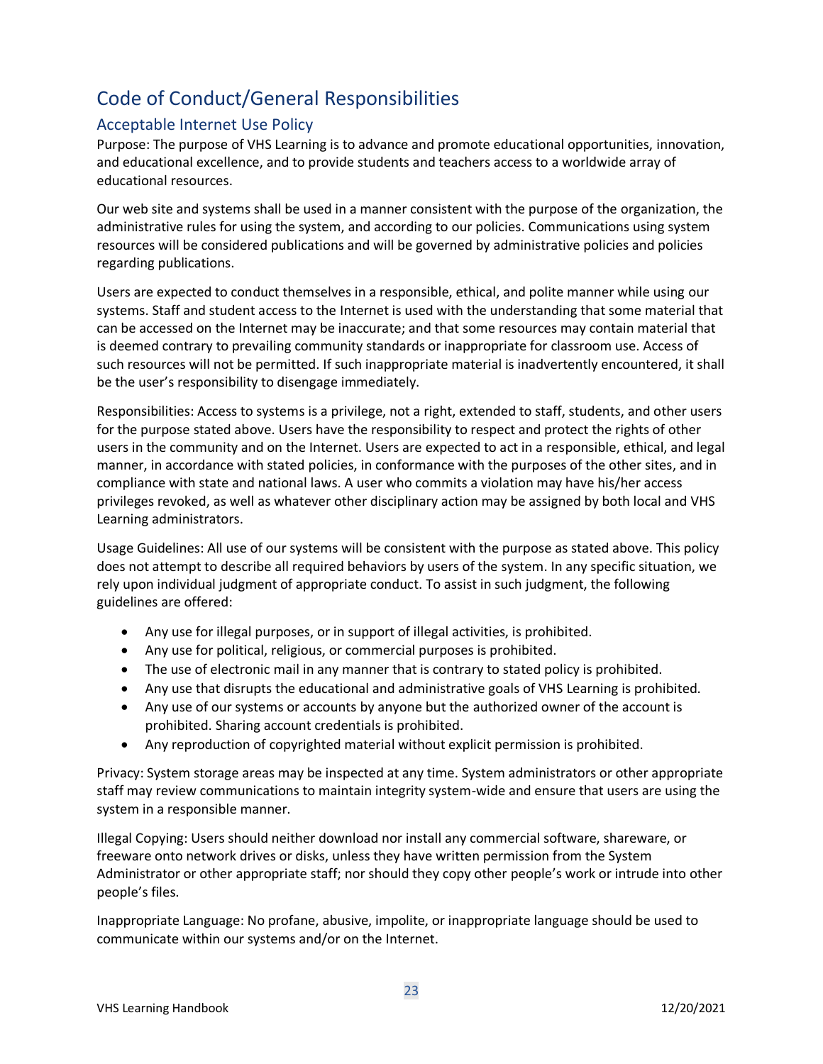# Code of Conduct/General Responsibilities

## Acceptable Internet Use Policy

Purpose: The purpose of VHS Learning is to advance and promote educational opportunities, innovation, and educational excellence, and to provide students and teachers access to a worldwide array of educational resources.

Our web site and systems shall be used in a manner consistent with the purpose of the organization, the administrative rules for using the system, and according to our policies. Communications using system resources will be considered publications and will be governed by administrative policies and policies regarding publications.

Users are expected to conduct themselves in a responsible, ethical, and polite manner while using our systems. Staff and student access to the Internet is used with the understanding that some material that can be accessed on the Internet may be inaccurate; and that some resources may contain material that is deemed contrary to prevailing community standards or inappropriate for classroom use. Access of such resources will not be permitted. If such inappropriate material is inadvertently encountered, it shall be the user's responsibility to disengage immediately.

Responsibilities: Access to systems is a privilege, not a right, extended to staff, students, and other users for the purpose stated above. Users have the responsibility to respect and protect the rights of other users in the community and on the Internet. Users are expected to act in a responsible, ethical, and legal manner, in accordance with stated policies, in conformance with the purposes of the other sites, and in compliance with state and national laws. A user who commits a violation may have his/her access privileges revoked, as well as whatever other disciplinary action may be assigned by both local and VHS Learning administrators.

Usage Guidelines: All use of our systems will be consistent with the purpose as stated above. This policy does not attempt to describe all required behaviors by users of the system. In any specific situation, we rely upon individual judgment of appropriate conduct. To assist in such judgment, the following guidelines are offered:

- Any use for illegal purposes, or in support of illegal activities, is prohibited.
- Any use for political, religious, or commercial purposes is prohibited.
- The use of electronic mail in any manner that is contrary to stated policy is prohibited.
- Any use that disrupts the educational and administrative goals of VHS Learning is prohibited.
- Any use of our systems or accounts by anyone but the authorized owner of the account is prohibited. Sharing account credentials is prohibited.
- Any reproduction of copyrighted material without explicit permission is prohibited.

Privacy: System storage areas may be inspected at any time. System administrators or other appropriate staff may review communications to maintain integrity system-wide and ensure that users are using the system in a responsible manner.

Illegal Copying: Users should neither download nor install any commercial software, shareware, or freeware onto network drives or disks, unless they have written permission from the System Administrator or other appropriate staff; nor should they copy other people's work or intrude into other people's files.

Inappropriate Language: No profane, abusive, impolite, or inappropriate language should be used to communicate within our systems and/or on the Internet.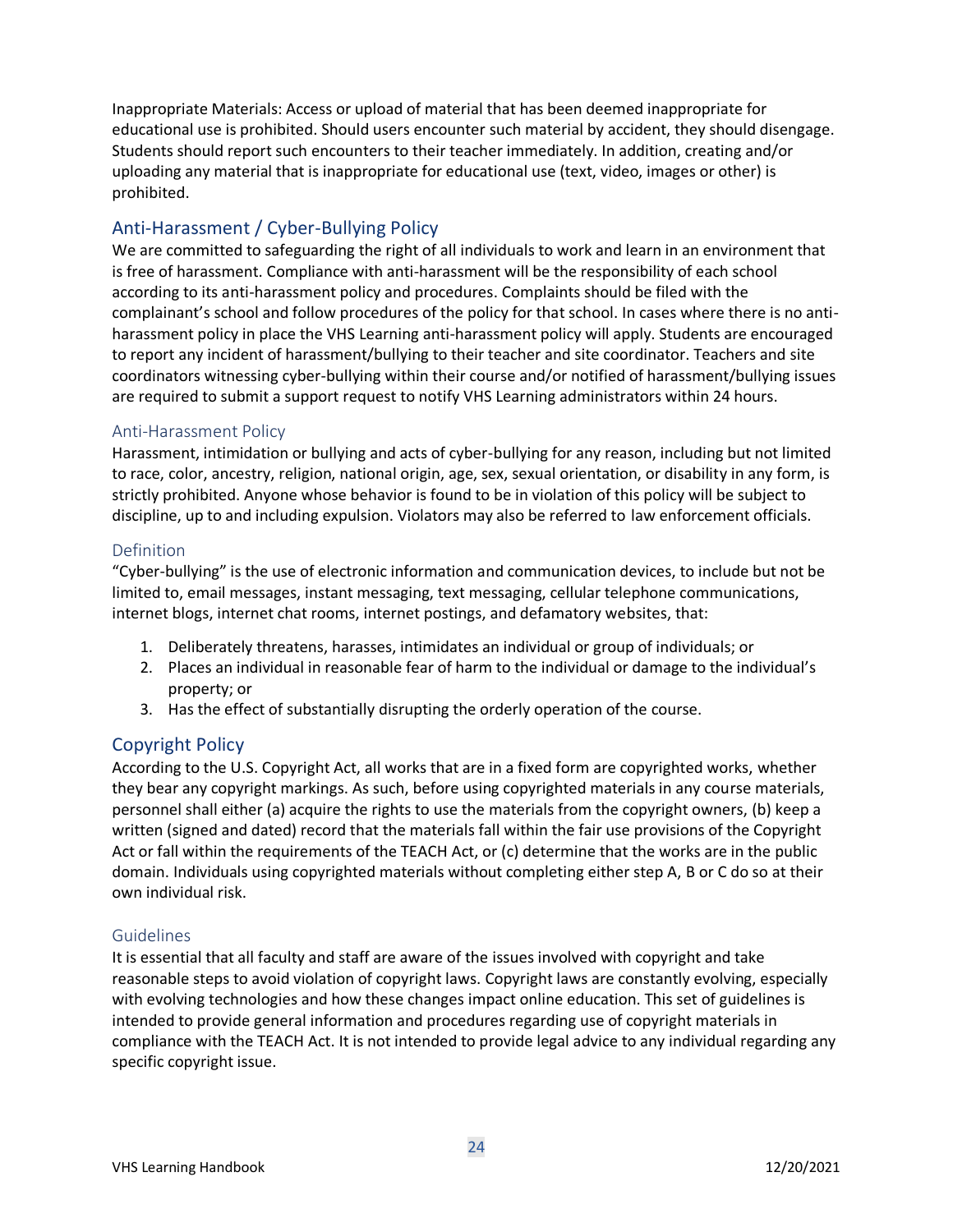Inappropriate Materials: Access or upload of material that has been deemed inappropriate for educational use is prohibited. Should users encounter such material by accident, they should disengage. Students should report such encounters to their teacher immediately. In addition, creating and/or uploading any material that is inappropriate for educational use (text, video, images or other) is prohibited.

## Anti-Harassment / Cyber-Bullying Policy

We are committed to safeguarding the right of all individuals to work and learn in an environment that is free of harassment. Compliance with anti-harassment will be the responsibility of each school according to its anti-harassment policy and procedures. Complaints should be filed with the complainant's school and follow procedures of the policy for that school. In cases where there is no anti-harassment policy in place the VHS Learning anti-harassment policy will apply. Students are encouraged to report any incident of harassment/bullying to their teacher and site coordinator. Teachers and site coordinators witnessing cyber-bullying within their course and/or notified of harassment/bullying issues are required to submit a support request to notify VHS Learning administrators within 24 hours.

### Anti-Harassment Policy

Harassment, intimidation or bullying and acts of cyber-bullying for any reason, including but not limited to race, color, ancestry, religion, national origin, age, sex, sexual orientation, or disability in any form, is strictly prohibited. Anyone whose behavior is found to be in violation of this policy will be subject to discipline, up to and including expulsion. Violators may also be referred to law enforcement officials.

### Definition

"Cyber-bullying" is the use of electronic information and communication devices, to include but not be limited to, email messages, instant messaging, text messaging, cellular telephone communications, internet blogs, internet chat rooms, internet postings, and defamatory websites, that:

1. Deliberately threatens, harasses, intimidates an individual or group of individuals; or
2. Places an individual in reasonable fear of harm to the individual or damage to the individual's property; or
3. Has the effect of substantially disrupting the orderly operation of the course.

## Copyright Policy

According to the U.S. Copyright Act, all works that are in a fixed form are copyrighted works, whether they bear any copyright markings. As such, before using copyrighted materials in any course materials, personnel shall either (a) acquire the rights to use the materials from the copyright owners, (b) keep a written (signed and dated) record that the materials fall within the fair use provisions of the Copyright Act or fall within the requirements of the TEACH Act, or (c) determine that the works are in the public domain. Individuals using copyrighted materials without completing either step A, B or C do so at their own individual risk.

### Guidelines

It is essential that all faculty and staff are aware of the issues involved with copyright and take reasonable steps to avoid violation of copyright laws. Copyright laws are constantly evolving, especially with evolving technologies and how these changes impact online education. This set of guidelines is intended to provide general information and procedures regarding use of copyright materials in compliance with the TEACH Act. It is not intended to provide legal advice to any individual regarding any specific copyright issue.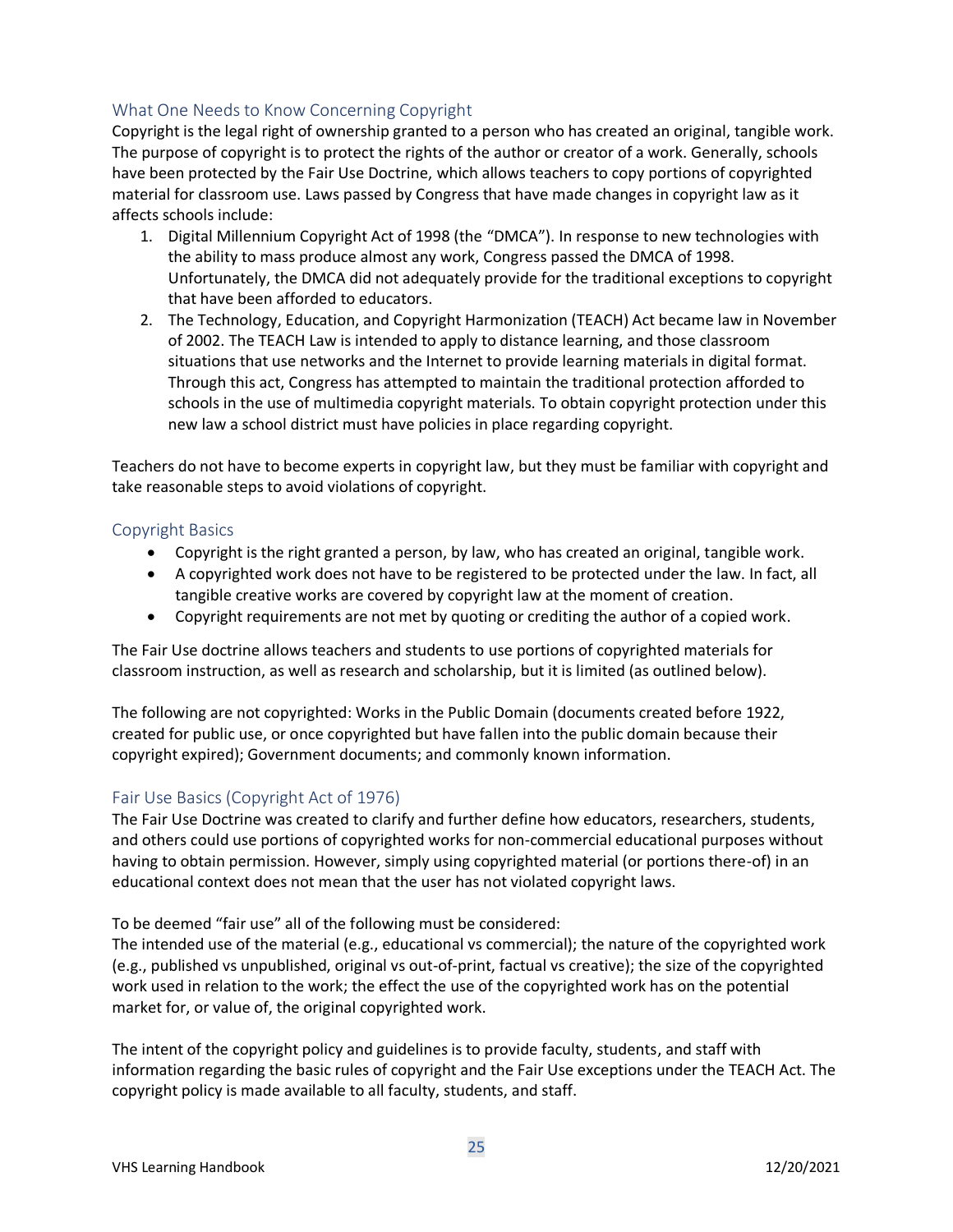## What One Needs to Know Concerning Copyright

Copyright is the legal right of ownership granted to a person who has created an original, tangible work. The purpose of copyright is to protect the rights of the author or creator of a work. Generally, schools have been protected by the Fair Use Doctrine, which allows teachers to copy portions of copyrighted material for classroom use. Laws passed by Congress that have made changes in copyright law as it affects schools include:

1. Digital Millennium Copyright Act of 1998 (the "DMCA"). In response to new technologies with the ability to mass produce almost any work, Congress passed the DMCA of 1998. Unfortunately, the DMCA did not adequately provide for the traditional exceptions to copyright that have been afforded to educators.
2. The Technology, Education, and Copyright Harmonization (TEACH) Act became law in November of 2002. The TEACH Law is intended to apply to distance learning, and those classroom situations that use networks and the Internet to provide learning materials in digital format. Through this act, Congress has attempted to maintain the traditional protection afforded to schools in the use of multimedia copyright materials. To obtain copyright protection under this new law a school district must have policies in place regarding copyright.

Teachers do not have to become experts in copyright law, but they must be familiar with copyright and take reasonable steps to avoid violations of copyright.

## Copyright Basics

- Copyright is the right granted a person, by law, who has created an original, tangible work.
- A copyrighted work does not have to be registered to be protected under the law. In fact, all tangible creative works are covered by copyright law at the moment of creation.
- Copyright requirements are not met by quoting or crediting the author of a copied work.

The Fair Use doctrine allows teachers and students to use portions of copyrighted materials for classroom instruction, as well as research and scholarship, but it is limited (as outlined below).

The following are not copyrighted: Works in the Public Domain (documents created before 1922, created for public use, or once copyrighted but have fallen into the public domain because their copyright expired); Government documents; and commonly known information.

## Fair Use Basics (Copyright Act of 1976)

The Fair Use Doctrine was created to clarify and further define how educators, researchers, students, and others could use portions of copyrighted works for non-commercial educational purposes without having to obtain permission. However, simply using copyrighted material (or portions there-of) in an educational context does not mean that the user has not violated copyright laws.

To be deemed "fair use" all of the following must be considered:
The intended use of the material (e.g., educational vs commercial); the nature of the copyrighted work (e.g., published vs unpublished, original vs out-of-print, factual vs creative); the size of the copyrighted work used in relation to the work; the effect the use of the copyrighted work has on the potential market for, or value of, the original copyrighted work.

The intent of the copyright policy and guidelines is to provide faculty, students, and staff with information regarding the basic rules of copyright and the Fair Use exceptions under the TEACH Act. The copyright policy is made available to all faculty, students, and staff.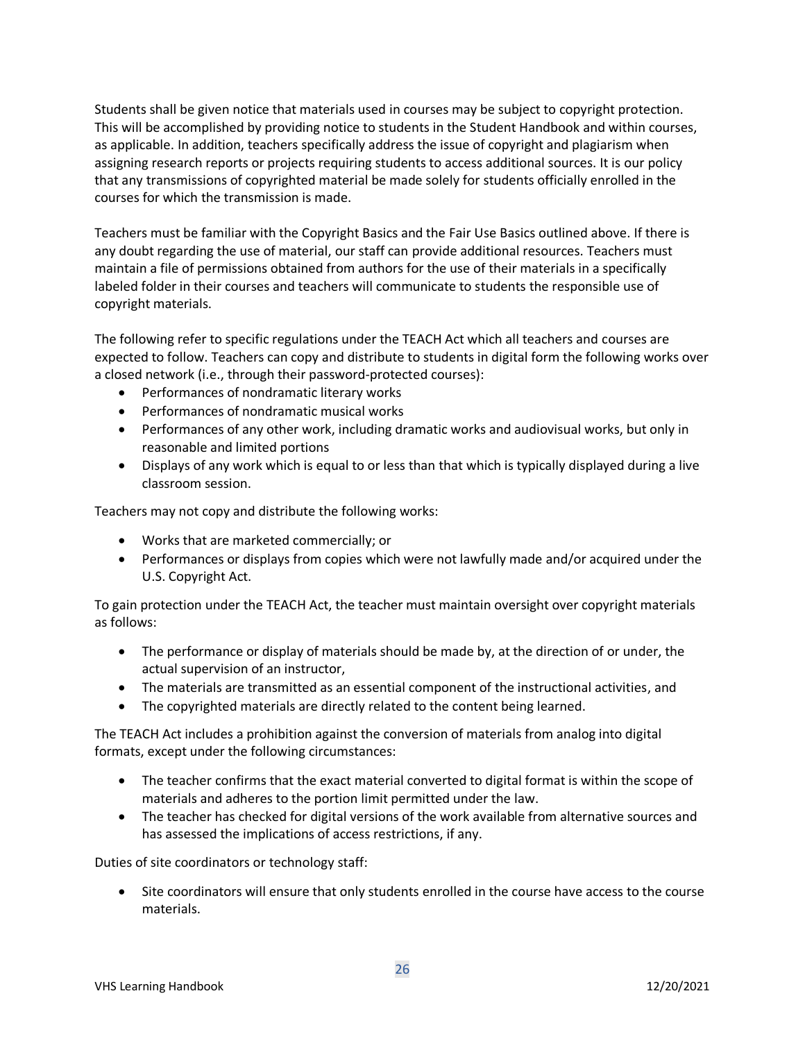Students shall be given notice that materials used in courses may be subject to copyright protection. This will be accomplished by providing notice to students in the Student Handbook and within courses, as applicable. In addition, teachers specifically address the issue of copyright and plagiarism when assigning research reports or projects requiring students to access additional sources. It is our policy that any transmissions of copyrighted material be made solely for students officially enrolled in the courses for which the transmission is made.

Teachers must be familiar with the Copyright Basics and the Fair Use Basics outlined above. If there is any doubt regarding the use of material, our staff can provide additional resources. Teachers must maintain a file of permissions obtained from authors for the use of their materials in a specifically labeled folder in their courses and teachers will communicate to students the responsible use of copyright materials.

The following refer to specific regulations under the TEACH Act which all teachers and courses are expected to follow. Teachers can copy and distribute to students in digital form the following works over a closed network (i.e., through their password-protected courses):

- Performances of nondramatic literary works
- Performances of nondramatic musical works
- Performances of any other work, including dramatic works and audiovisual works, but only in reasonable and limited portions
- Displays of any work which is equal to or less than that which is typically displayed during a live classroom session.

Teachers may not copy and distribute the following works:

- Works that are marketed commercially; or
- Performances or displays from copies which were not lawfully made and/or acquired under the U.S. Copyright Act.

To gain protection under the TEACH Act, the teacher must maintain oversight over copyright materials as follows:

- The performance or display of materials should be made by, at the direction of or under, the actual supervision of an instructor,
- The materials are transmitted as an essential component of the instructional activities, and
- The copyrighted materials are directly related to the content being learned.

The TEACH Act includes a prohibition against the conversion of materials from analog into digital formats, except under the following circumstances:

- The teacher confirms that the exact material converted to digital format is within the scope of materials and adheres to the portion limit permitted under the law.
- The teacher has checked for digital versions of the work available from alternative sources and has assessed the implications of access restrictions, if any.

Duties of site coordinators or technology staff:

- Site coordinators will ensure that only students enrolled in the course have access to the course materials.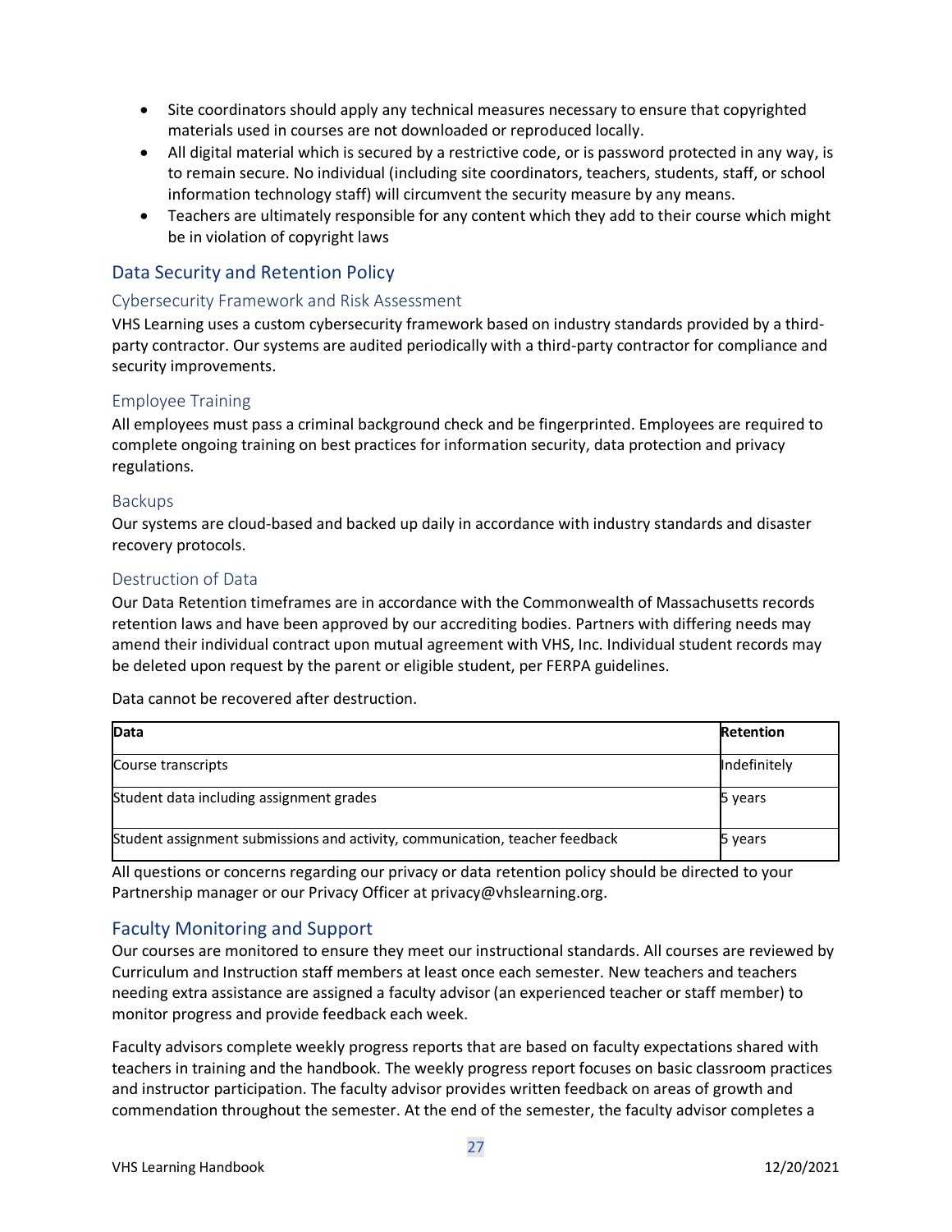- Site coordinators should apply any technical measures necessary to ensure that copyrighted materials used in courses are not downloaded or reproduced locally.
- All digital material which is secured by a restrictive code, or is password protected in any way, is to remain secure. No individual (including site coordinators, teachers, students, staff, or school information technology staff) will circumvent the security measure by any means.
- Teachers are ultimately responsible for any content which they add to their course which might be in violation of copyright laws

## Data Security and Retention Policy

### Cybersecurity Framework and Risk Assessment

VHS Learning uses a custom cybersecurity framework based on industry standards provided by a third-party contractor. Our systems are audited periodically with a third-party contractor for compliance and security improvements.

### Employee Training

All employees must pass a criminal background check and be fingerprinted. Employees are required to complete ongoing training on best practices for information security, data protection and privacy regulations.

### Backups

Our systems are cloud-based and backed up daily in accordance with industry standards and disaster recovery protocols.

### Destruction of Data

Our Data Retention timeframes are in accordance with the Commonwealth of Massachusetts records retention laws and have been approved by our accrediting bodies. Partners with differing needs may amend their individual contract upon mutual agreement with VHS, Inc. Individual student records may be deleted upon request by the parent or eligible student, per FERPA guidelines.

Data cannot be recovered after destruction.

| **Data** | **Retention** |
|---|---|
| Course transcripts | Indefinitely |
| Student data including assignment grades | 5 years |
| Student assignment submissions and activity, communication, teacher feedback | 5 years |

All questions or concerns regarding our privacy or data retention policy should be directed to your Partnership manager or our Privacy Officer at privacy@vhslearning.org.

## Faculty Monitoring and Support

Our courses are monitored to ensure they meet our instructional standards. All courses are reviewed by Curriculum and Instruction staff members at least once each semester. New teachers and teachers needing extra assistance are assigned a faculty advisor (an experienced teacher or staff member) to monitor progress and provide feedback each week.

Faculty advisors complete weekly progress reports that are based on faculty expectations shared with teachers in training and the handbook. The weekly progress report focuses on basic classroom practices and instructor participation. The faculty advisor provides written feedback on areas of growth and commendation throughout the semester. At the end of the semester, the faculty advisor completes a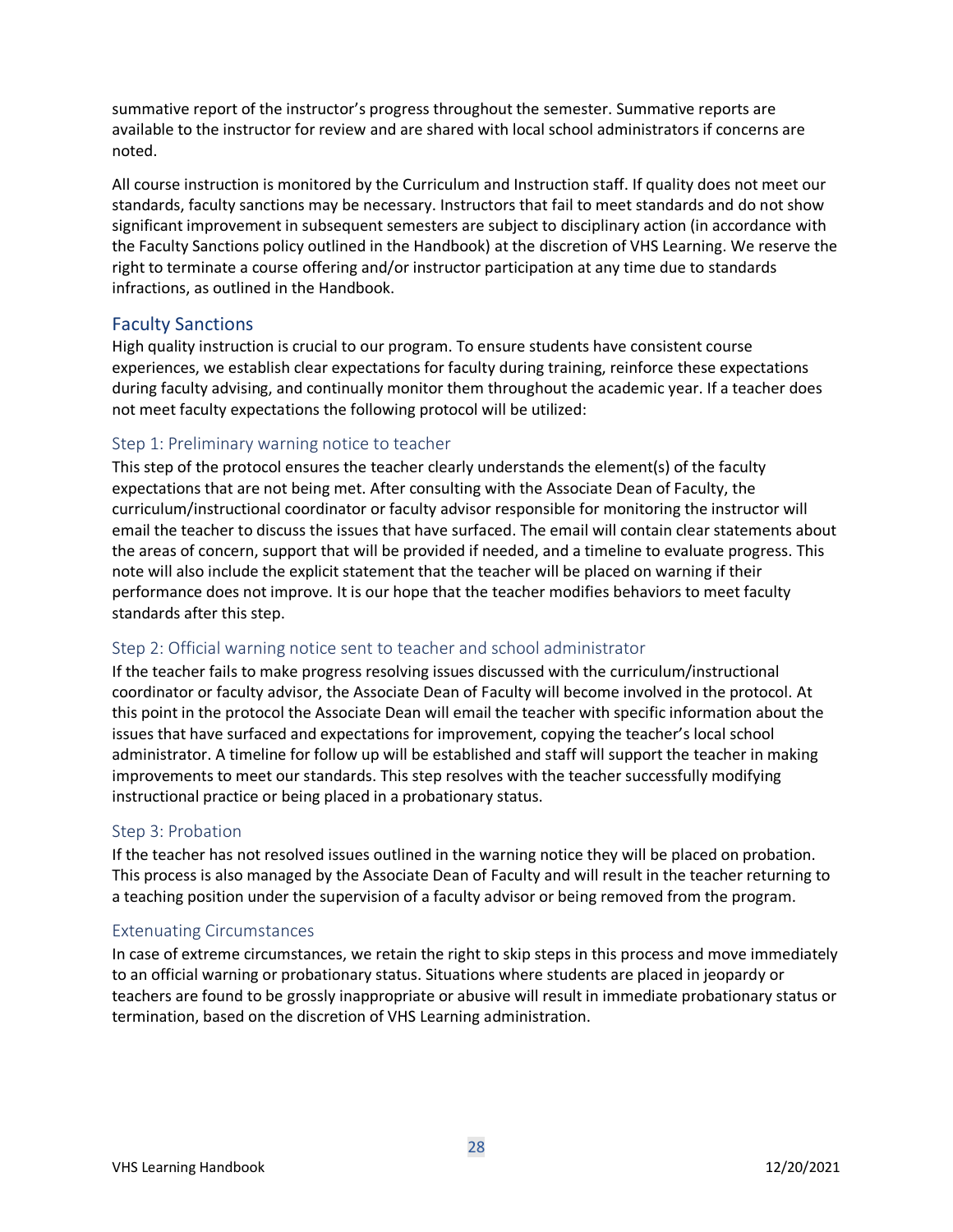summative report of the instructor's progress throughout the semester. Summative reports are available to the instructor for review and are shared with local school administrators if concerns are noted.

All course instruction is monitored by the Curriculum and Instruction staff. If quality does not meet our standards, faculty sanctions may be necessary. Instructors that fail to meet standards and do not show significant improvement in subsequent semesters are subject to disciplinary action (in accordance with the Faculty Sanctions policy outlined in the Handbook) at the discretion of VHS Learning. We reserve the right to terminate a course offering and/or instructor participation at any time due to standards infractions, as outlined in the Handbook.

## Faculty Sanctions

High quality instruction is crucial to our program. To ensure students have consistent course experiences, we establish clear expectations for faculty during training, reinforce these expectations during faculty advising, and continually monitor them throughout the academic year. If a teacher does not meet faculty expectations the following protocol will be utilized:

### Step 1: Preliminary warning notice to teacher

This step of the protocol ensures the teacher clearly understands the element(s) of the faculty expectations that are not being met. After consulting with the Associate Dean of Faculty, the curriculum/instructional coordinator or faculty advisor responsible for monitoring the instructor will email the teacher to discuss the issues that have surfaced. The email will contain clear statements about the areas of concern, support that will be provided if needed, and a timeline to evaluate progress. This note will also include the explicit statement that the teacher will be placed on warning if their performance does not improve. It is our hope that the teacher modifies behaviors to meet faculty standards after this step.

### Step 2: Official warning notice sent to teacher and school administrator

If the teacher fails to make progress resolving issues discussed with the curriculum/instructional coordinator or faculty advisor, the Associate Dean of Faculty will become involved in the protocol. At this point in the protocol the Associate Dean will email the teacher with specific information about the issues that have surfaced and expectations for improvement, copying the teacher's local school administrator. A timeline for follow up will be established and staff will support the teacher in making improvements to meet our standards. This step resolves with the teacher successfully modifying instructional practice or being placed in a probationary status.

### Step 3: Probation

If the teacher has not resolved issues outlined in the warning notice they will be placed on probation. This process is also managed by the Associate Dean of Faculty and will result in the teacher returning to a teaching position under the supervision of a faculty advisor or being removed from the program.

### Extenuating Circumstances

In case of extreme circumstances, we retain the right to skip steps in this process and move immediately to an official warning or probationary status. Situations where students are placed in jeopardy or teachers are found to be grossly inappropriate or abusive will result in immediate probationary status or termination, based on the discretion of VHS Learning administration.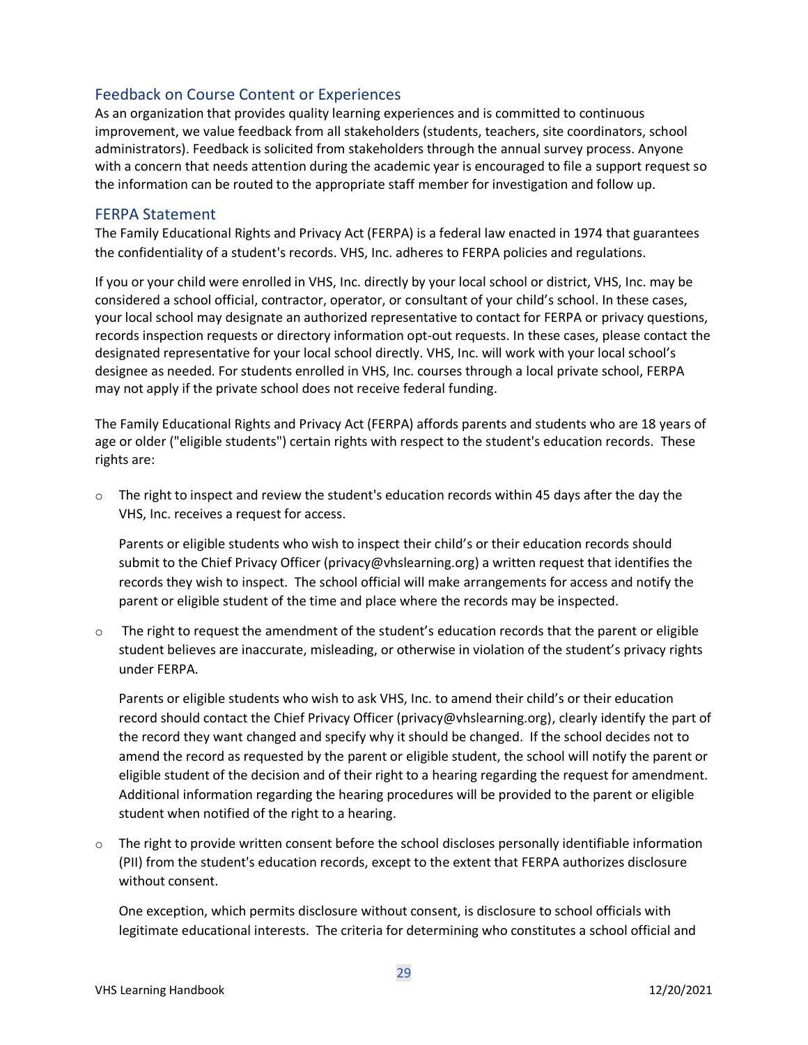## Feedback on Course Content or Experiences

As an organization that provides quality learning experiences and is committed to continuous improvement, we value feedback from all stakeholders (students, teachers, site coordinators, school administrators). Feedback is solicited from stakeholders through the annual survey process. Anyone with a concern that needs attention during the academic year is encouraged to file a support request so the information can be routed to the appropriate staff member for investigation and follow up.

## FERPA Statement

The Family Educational Rights and Privacy Act (FERPA) is a federal law enacted in 1974 that guarantees the confidentiality of a student's records. VHS, Inc. adheres to FERPA policies and regulations.

If you or your child were enrolled in VHS, Inc. directly by your local school or district, VHS, Inc. may be considered a school official, contractor, operator, or consultant of your child's school. In these cases, your local school may designate an authorized representative to contact for FERPA or privacy questions, records inspection requests or directory information opt-out requests. In these cases, please contact the designated representative for your local school directly. VHS, Inc. will work with your local school's designee as needed. For students enrolled in VHS, Inc. courses through a local private school, FERPA may not apply if the private school does not receive federal funding.

The Family Educational Rights and Privacy Act (FERPA) affords parents and students who are 18 years of age or older ("eligible students") certain rights with respect to the student's education records. These rights are:

- The right to inspect and review the student's education records within 45 days after the day the VHS, Inc. receives a request for access.

  Parents or eligible students who wish to inspect their child's or their education records should submit to the Chief Privacy Officer (privacy@vhslearning.org) a written request that identifies the records they wish to inspect. The school official will make arrangements for access and notify the parent or eligible student of the time and place where the records may be inspected.

- The right to request the amendment of the student's education records that the parent or eligible student believes are inaccurate, misleading, or otherwise in violation of the student's privacy rights under FERPA.

  Parents or eligible students who wish to ask VHS, Inc. to amend their child's or their education record should contact the Chief Privacy Officer (privacy@vhslearning.org), clearly identify the part of the record they want changed and specify why it should be changed. If the school decides not to amend the record as requested by the parent or eligible student, the school will notify the parent or eligible student of the decision and of their right to a hearing regarding the request for amendment. Additional information regarding the hearing procedures will be provided to the parent or eligible student when notified of the right to a hearing.

- The right to provide written consent before the school discloses personally identifiable information (PII) from the student's education records, except to the extent that FERPA authorizes disclosure without consent.

  One exception, which permits disclosure without consent, is disclosure to school officials with legitimate educational interests. The criteria for determining who constitutes a school official and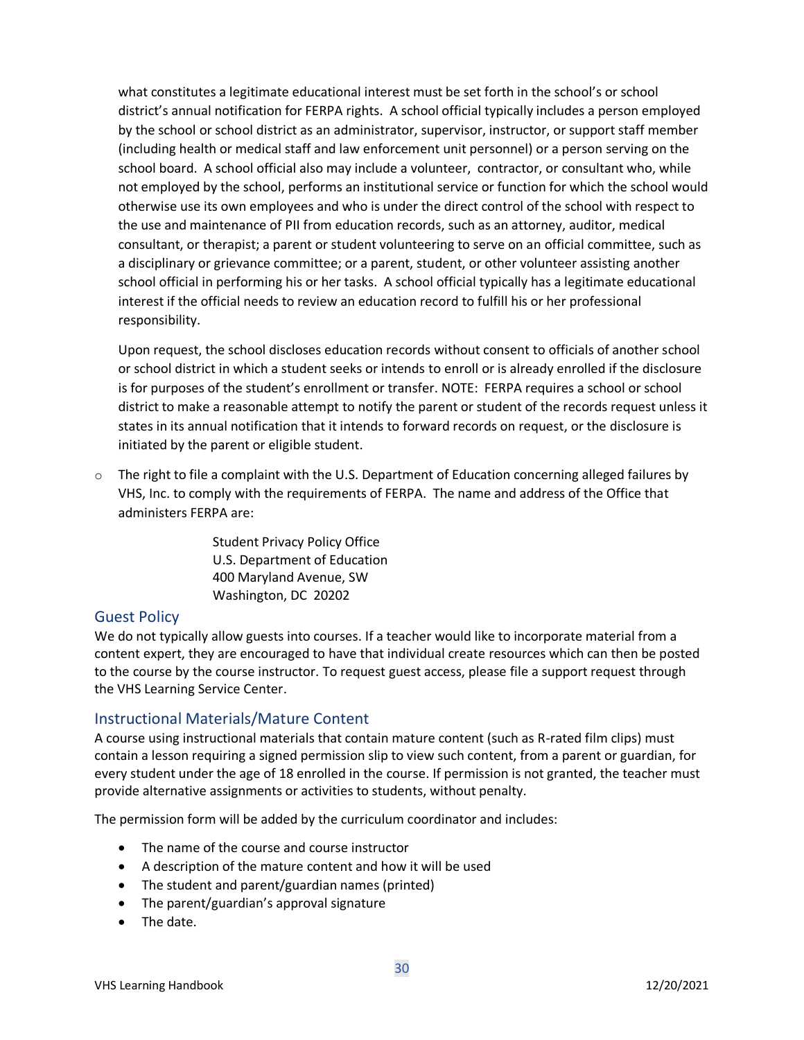what constitutes a legitimate educational interest must be set forth in the school's or school district's annual notification for FERPA rights. A school official typically includes a person employed by the school or school district as an administrator, supervisor, instructor, or support staff member (including health or medical staff and law enforcement unit personnel) or a person serving on the school board. A school official also may include a volunteer, contractor, or consultant who, while not employed by the school, performs an institutional service or function for which the school would otherwise use its own employees and who is under the direct control of the school with respect to the use and maintenance of PII from education records, such as an attorney, auditor, medical consultant, or therapist; a parent or student volunteering to serve on an official committee, such as a disciplinary or grievance committee; or a parent, student, or other volunteer assisting another school official in performing his or her tasks. A school official typically has a legitimate educational interest if the official needs to review an education record to fulfill his or her professional responsibility.

Upon request, the school discloses education records without consent to officials of another school or school district in which a student seeks or intends to enroll or is already enrolled if the disclosure is for purposes of the student's enrollment or transfer. NOTE: FERPA requires a school or school district to make a reasonable attempt to notify the parent or student of the records request unless it states in its annual notification that it intends to forward records on request, or the disclosure is initiated by the parent or eligible student.

- The right to file a complaint with the U.S. Department of Education concerning alleged failures by VHS, Inc. to comply with the requirements of FERPA. The name and address of the Office that administers FERPA are:

  Student Privacy Policy Office
  U.S. Department of Education
  400 Maryland Avenue, SW
  Washington, DC 20202

## Guest Policy

We do not typically allow guests into courses. If a teacher would like to incorporate material from a content expert, they are encouraged to have that individual create resources which can then be posted to the course by the course instructor. To request guest access, please file a support request through the VHS Learning Service Center.

## Instructional Materials/Mature Content

A course using instructional materials that contain mature content (such as R-rated film clips) must contain a lesson requiring a signed permission slip to view such content, from a parent or guardian, for every student under the age of 18 enrolled in the course. If permission is not granted, the teacher must provide alternative assignments or activities to students, without penalty.

The permission form will be added by the curriculum coordinator and includes:

- The name of the course and course instructor
- A description of the mature content and how it will be used
- The student and parent/guardian names (printed)
- The parent/guardian's approval signature
- The date.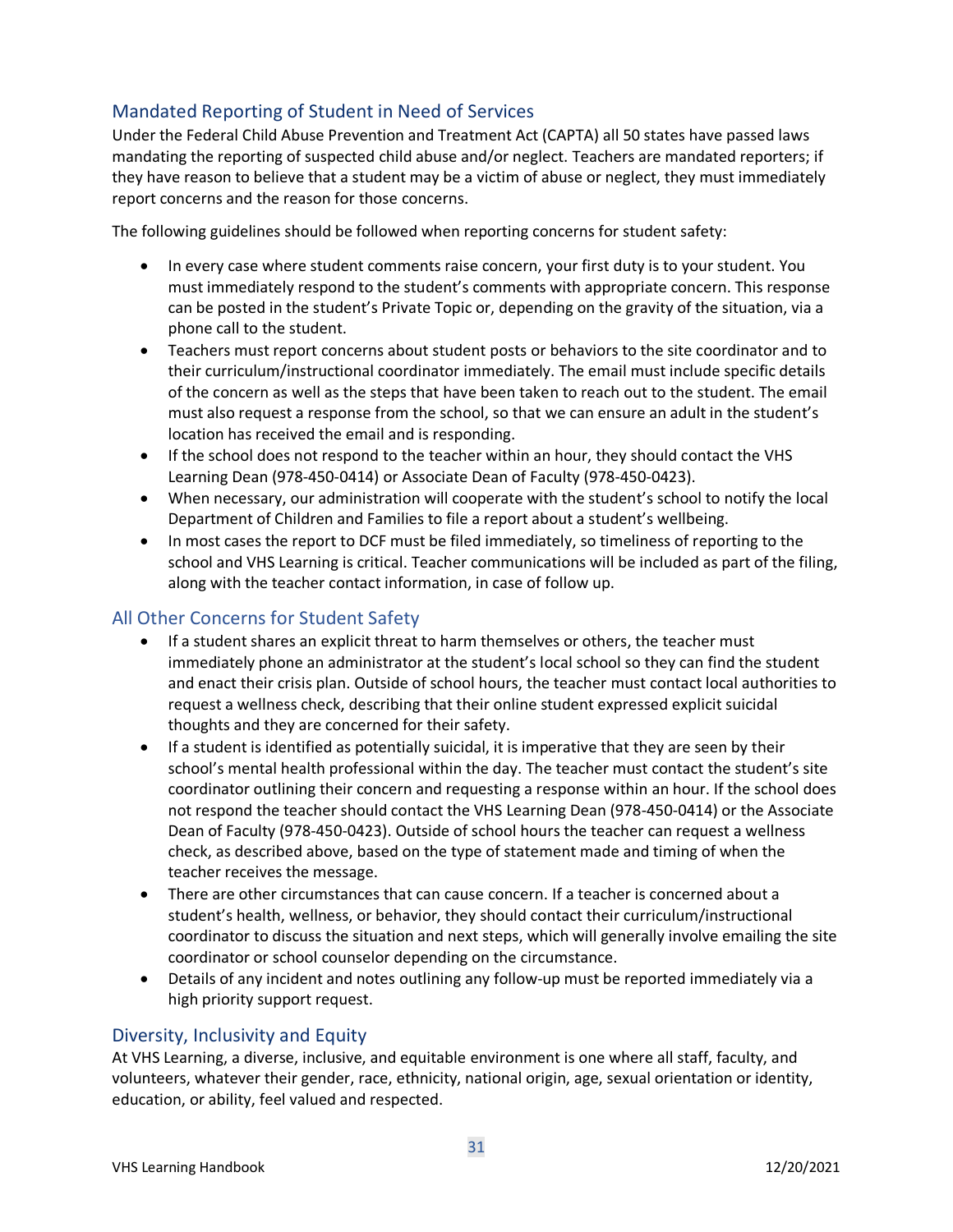## Mandated Reporting of Student in Need of Services

Under the Federal Child Abuse Prevention and Treatment Act (CAPTA) all 50 states have passed laws mandating the reporting of suspected child abuse and/or neglect. Teachers are mandated reporters; if they have reason to believe that a student may be a victim of abuse or neglect, they must immediately report concerns and the reason for those concerns.

The following guidelines should be followed when reporting concerns for student safety:

- In every case where student comments raise concern, your first duty is to your student. You must immediately respond to the student's comments with appropriate concern. This response can be posted in the student's Private Topic or, depending on the gravity of the situation, via a phone call to the student.
- Teachers must report concerns about student posts or behaviors to the site coordinator and to their curriculum/instructional coordinator immediately. The email must include specific details of the concern as well as the steps that have been taken to reach out to the student. The email must also request a response from the school, so that we can ensure an adult in the student's location has received the email and is responding.
- If the school does not respond to the teacher within an hour, they should contact the VHS Learning Dean (978-450-0414) or Associate Dean of Faculty (978-450-0423).
- When necessary, our administration will cooperate with the student's school to notify the local Department of Children and Families to file a report about a student's wellbeing.
- In most cases the report to DCF must be filed immediately, so timeliness of reporting to the school and VHS Learning is critical. Teacher communications will be included as part of the filing, along with the teacher contact information, in case of follow up.

## All Other Concerns for Student Safety

- If a student shares an explicit threat to harm themselves or others, the teacher must immediately phone an administrator at the student's local school so they can find the student and enact their crisis plan. Outside of school hours, the teacher must contact local authorities to request a wellness check, describing that their online student expressed explicit suicidal thoughts and they are concerned for their safety.
- If a student is identified as potentially suicidal, it is imperative that they are seen by their school's mental health professional within the day. The teacher must contact the student's site coordinator outlining their concern and requesting a response within an hour. If the school does not respond the teacher should contact the VHS Learning Dean (978-450-0414) or the Associate Dean of Faculty (978-450-0423). Outside of school hours the teacher can request a wellness check, as described above, based on the type of statement made and timing of when the teacher receives the message.
- There are other circumstances that can cause concern. If a teacher is concerned about a student's health, wellness, or behavior, they should contact their curriculum/instructional coordinator to discuss the situation and next steps, which will generally involve emailing the site coordinator or school counselor depending on the circumstance.
- Details of any incident and notes outlining any follow-up must be reported immediately via a high priority support request.

## Diversity, Inclusivity and Equity

At VHS Learning, a diverse, inclusive, and equitable environment is one where all staff, faculty, and volunteers, whatever their gender, race, ethnicity, national origin, age, sexual orientation or identity, education, or ability, feel valued and respected.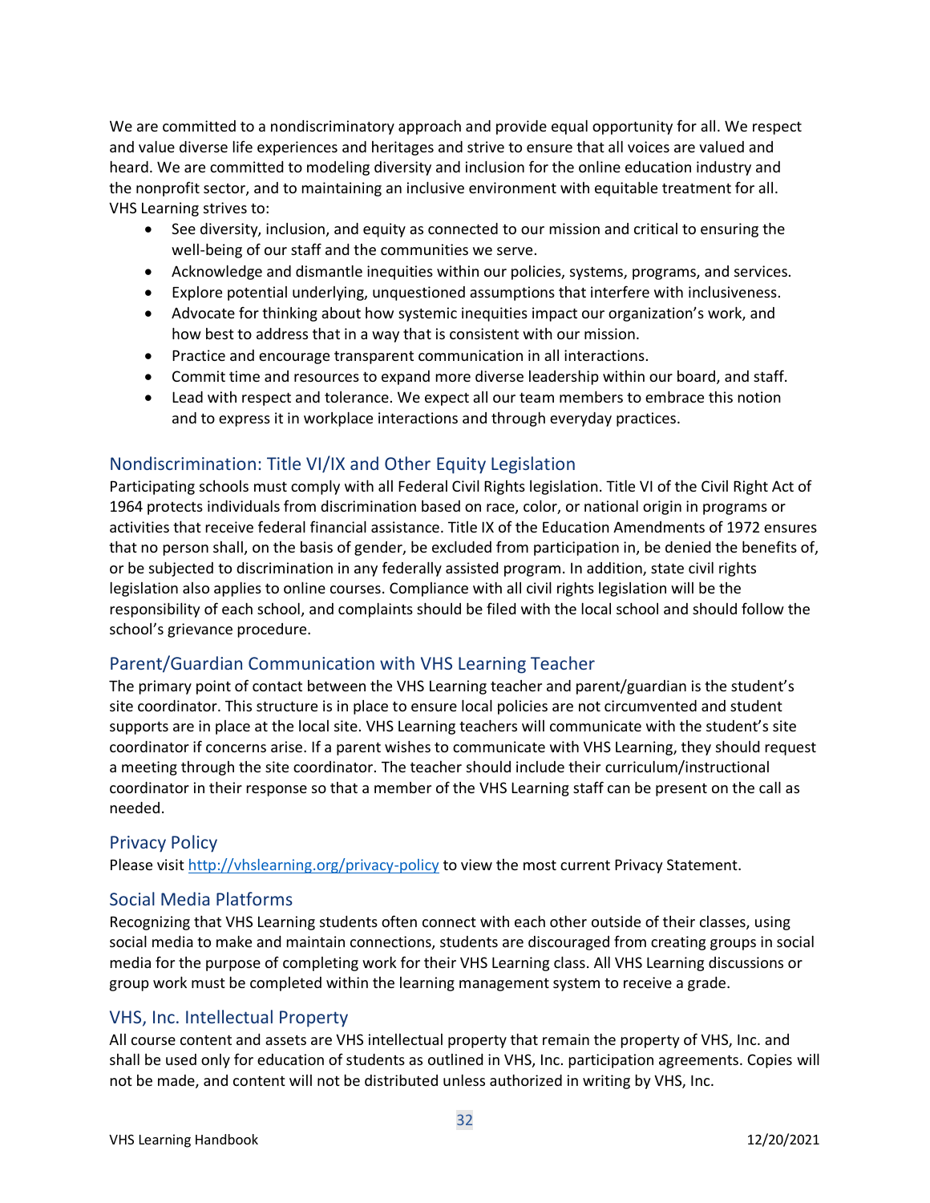We are committed to a nondiscriminatory approach and provide equal opportunity for all. We respect and value diverse life experiences and heritages and strive to ensure that all voices are valued and heard. We are committed to modeling diversity and inclusion for the online education industry and the nonprofit sector, and to maintaining an inclusive environment with equitable treatment for all. VHS Learning strives to:

- See diversity, inclusion, and equity as connected to our mission and critical to ensuring the well-being of our staff and the communities we serve.
- Acknowledge and dismantle inequities within our policies, systems, programs, and services.
- Explore potential underlying, unquestioned assumptions that interfere with inclusiveness.
- Advocate for thinking about how systemic inequities impact our organization's work, and how best to address that in a way that is consistent with our mission.
- Practice and encourage transparent communication in all interactions.
- Commit time and resources to expand more diverse leadership within our board, and staff.
- Lead with respect and tolerance. We expect all our team members to embrace this notion and to express it in workplace interactions and through everyday practices.

## Nondiscrimination: Title VI/IX and Other Equity Legislation

Participating schools must comply with all Federal Civil Rights legislation. Title VI of the Civil Right Act of 1964 protects individuals from discrimination based on race, color, or national origin in programs or activities that receive federal financial assistance. Title IX of the Education Amendments of 1972 ensures that no person shall, on the basis of gender, be excluded from participation in, be denied the benefits of, or be subjected to discrimination in any federally assisted program. In addition, state civil rights legislation also applies to online courses. Compliance with all civil rights legislation will be the responsibility of each school, and complaints should be filed with the local school and should follow the school's grievance procedure.

## Parent/Guardian Communication with VHS Learning Teacher

The primary point of contact between the VHS Learning teacher and parent/guardian is the student's site coordinator. This structure is in place to ensure local policies are not circumvented and student supports are in place at the local site. VHS Learning teachers will communicate with the student's site coordinator if concerns arise. If a parent wishes to communicate with VHS Learning, they should request a meeting through the site coordinator. The teacher should include their curriculum/instructional coordinator in their response so that a member of the VHS Learning staff can be present on the call as needed.

## Privacy Policy

Please visit [http://vhslearning.org/privacy-policy](http://vhslearning.org/privacy-policy) to view the most current Privacy Statement.

## Social Media Platforms

Recognizing that VHS Learning students often connect with each other outside of their classes, using social media to make and maintain connections, students are discouraged from creating groups in social media for the purpose of completing work for their VHS Learning class. All VHS Learning discussions or group work must be completed within the learning management system to receive a grade.

## VHS, Inc. Intellectual Property

All course content and assets are VHS intellectual property that remain the property of VHS, Inc. and shall be used only for education of students as outlined in VHS, Inc. participation agreements. Copies will not be made, and content will not be distributed unless authorized in writing by VHS, Inc.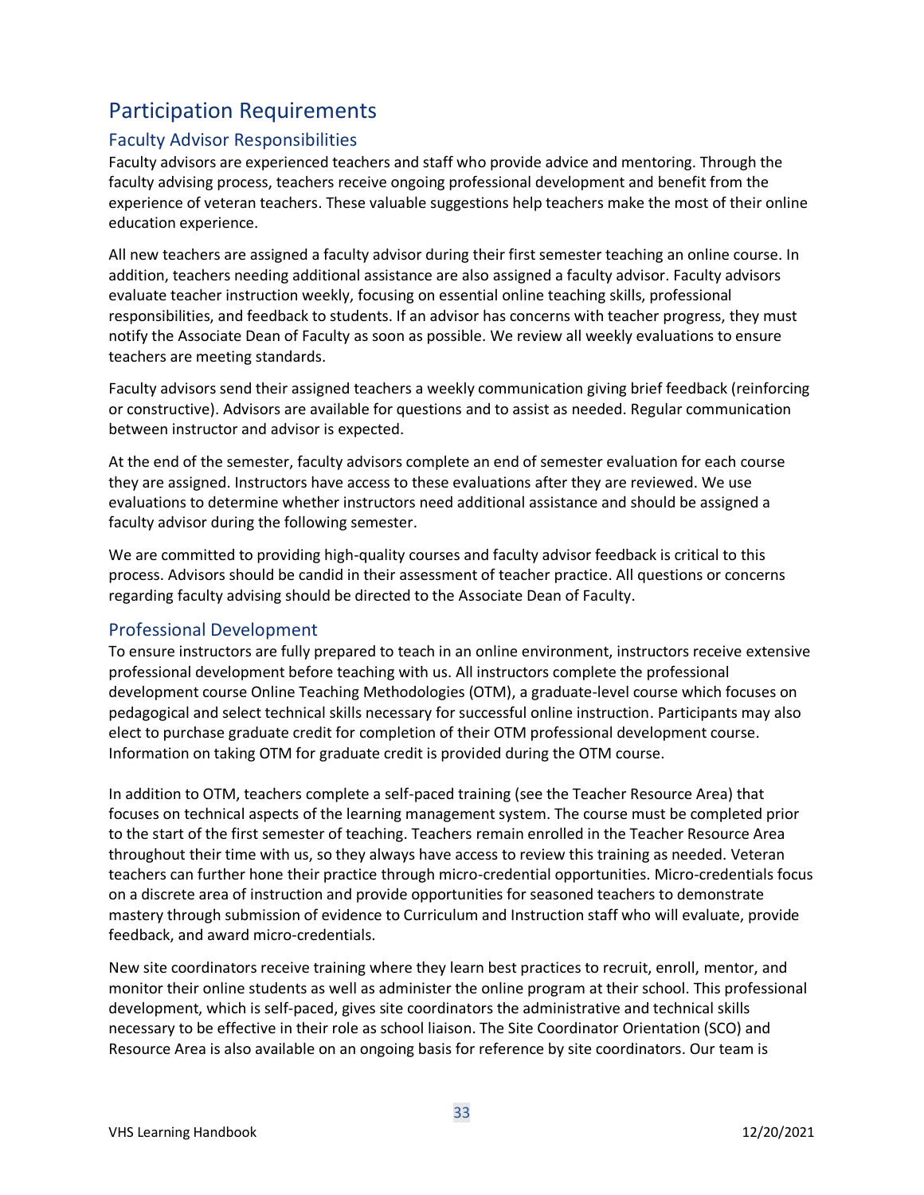# Participation Requirements

## Faculty Advisor Responsibilities

Faculty advisors are experienced teachers and staff who provide advice and mentoring. Through the faculty advising process, teachers receive ongoing professional development and benefit from the experience of veteran teachers. These valuable suggestions help teachers make the most of their online education experience.

All new teachers are assigned a faculty advisor during their first semester teaching an online course. In addition, teachers needing additional assistance are also assigned a faculty advisor. Faculty advisors evaluate teacher instruction weekly, focusing on essential online teaching skills, professional responsibilities, and feedback to students. If an advisor has concerns with teacher progress, they must notify the Associate Dean of Faculty as soon as possible. We review all weekly evaluations to ensure teachers are meeting standards.

Faculty advisors send their assigned teachers a weekly communication giving brief feedback (reinforcing or constructive). Advisors are available for questions and to assist as needed. Regular communication between instructor and advisor is expected.

At the end of the semester, faculty advisors complete an end of semester evaluation for each course they are assigned. Instructors have access to these evaluations after they are reviewed. We use evaluations to determine whether instructors need additional assistance and should be assigned a faculty advisor during the following semester.

We are committed to providing high-quality courses and faculty advisor feedback is critical to this process. Advisors should be candid in their assessment of teacher practice. All questions or concerns regarding faculty advising should be directed to the Associate Dean of Faculty.

## Professional Development

To ensure instructors are fully prepared to teach in an online environment, instructors receive extensive professional development before teaching with us. All instructors complete the professional development course Online Teaching Methodologies (OTM), a graduate-level course which focuses on pedagogical and select technical skills necessary for successful online instruction. Participants may also elect to purchase graduate credit for completion of their OTM professional development course. Information on taking OTM for graduate credit is provided during the OTM course.

In addition to OTM, teachers complete a self-paced training (see the Teacher Resource Area) that focuses on technical aspects of the learning management system. The course must be completed prior to the start of the first semester of teaching. Teachers remain enrolled in the Teacher Resource Area throughout their time with us, so they always have access to review this training as needed. Veteran teachers can further hone their practice through micro-credential opportunities. Micro-credentials focus on a discrete area of instruction and provide opportunities for seasoned teachers to demonstrate mastery through submission of evidence to Curriculum and Instruction staff who will evaluate, provide feedback, and award micro-credentials.

New site coordinators receive training where they learn best practices to recruit, enroll, mentor, and monitor their online students as well as administer the online program at their school. This professional development, which is self-paced, gives site coordinators the administrative and technical skills necessary to be effective in their role as school liaison. The Site Coordinator Orientation (SCO) and Resource Area is also available on an ongoing basis for reference by site coordinators. Our team is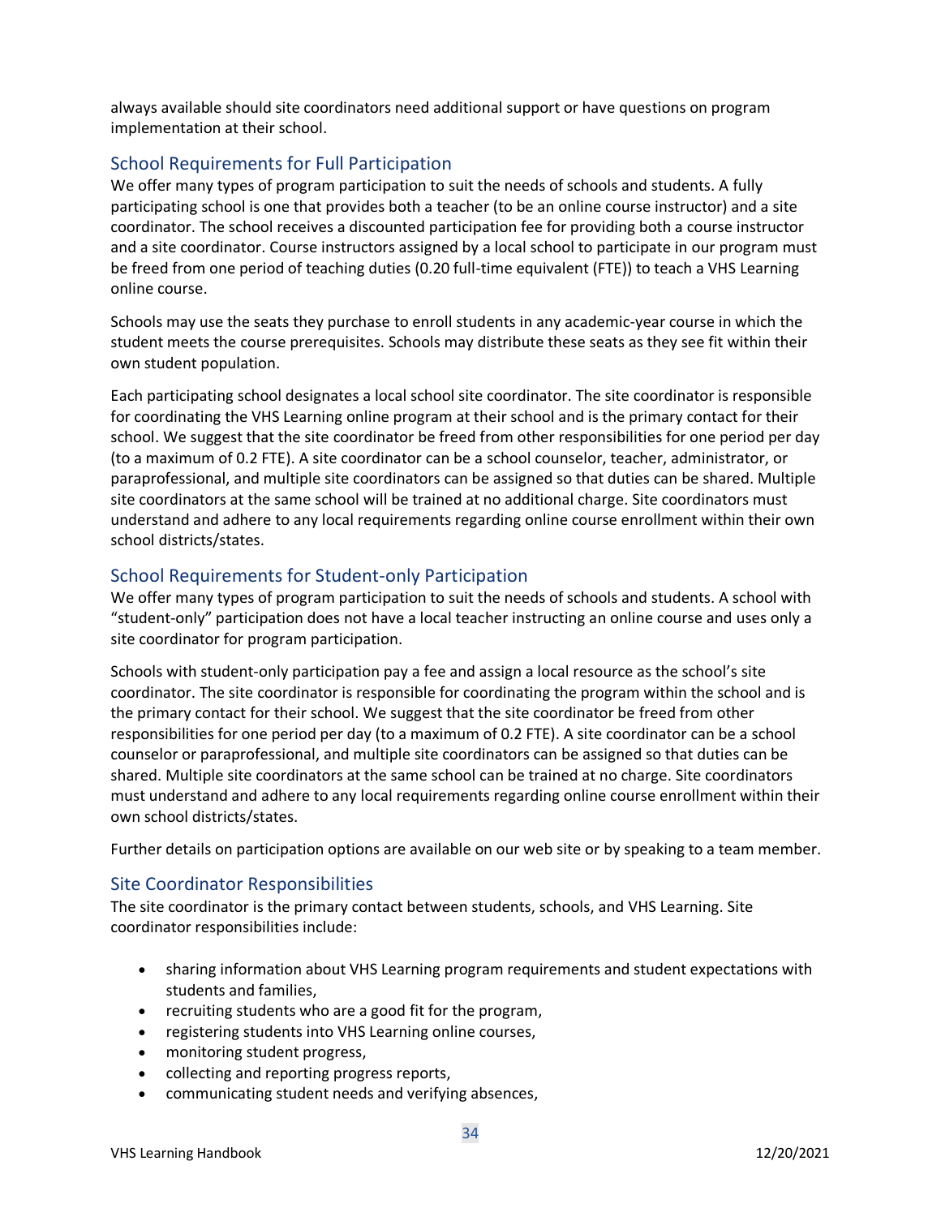always available should site coordinators need additional support or have questions on program implementation at their school.

## School Requirements for Full Participation

We offer many types of program participation to suit the needs of schools and students. A fully participating school is one that provides both a teacher (to be an online course instructor) and a site coordinator. The school receives a discounted participation fee for providing both a course instructor and a site coordinator. Course instructors assigned by a local school to participate in our program must be freed from one period of teaching duties (0.20 full-time equivalent (FTE)) to teach a VHS Learning online course.

Schools may use the seats they purchase to enroll students in any academic-year course in which the student meets the course prerequisites. Schools may distribute these seats as they see fit within their own student population.

Each participating school designates a local school site coordinator. The site coordinator is responsible for coordinating the VHS Learning online program at their school and is the primary contact for their school. We suggest that the site coordinator be freed from other responsibilities for one period per day (to a maximum of 0.2 FTE). A site coordinator can be a school counselor, teacher, administrator, or paraprofessional, and multiple site coordinators can be assigned so that duties can be shared. Multiple site coordinators at the same school will be trained at no additional charge. Site coordinators must understand and adhere to any local requirements regarding online course enrollment within their own school districts/states.

## School Requirements for Student-only Participation

We offer many types of program participation to suit the needs of schools and students. A school with "student-only" participation does not have a local teacher instructing an online course and uses only a site coordinator for program participation.

Schools with student-only participation pay a fee and assign a local resource as the school's site coordinator. The site coordinator is responsible for coordinating the program within the school and is the primary contact for their school. We suggest that the site coordinator be freed from other responsibilities for one period per day (to a maximum of 0.2 FTE). A site coordinator can be a school counselor or paraprofessional, and multiple site coordinators can be assigned so that duties can be shared. Multiple site coordinators at the same school can be trained at no charge. Site coordinators must understand and adhere to any local requirements regarding online course enrollment within their own school districts/states.

Further details on participation options are available on our web site or by speaking to a team member.

## Site Coordinator Responsibilities

The site coordinator is the primary contact between students, schools, and VHS Learning. Site coordinator responsibilities include:

- sharing information about VHS Learning program requirements and student expectations with students and families,
- recruiting students who are a good fit for the program,
- registering students into VHS Learning online courses,
- monitoring student progress,
- collecting and reporting progress reports,
- communicating student needs and verifying absences,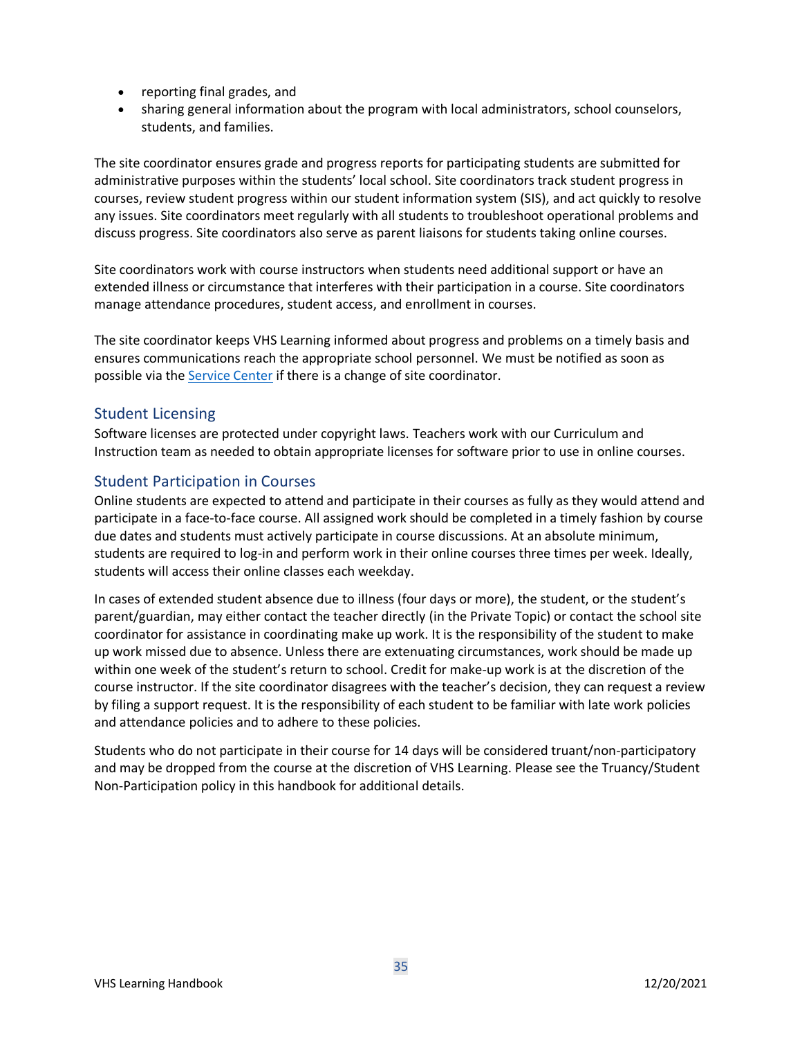- reporting final grades, and
- sharing general information about the program with local administrators, school counselors, students, and families.

The site coordinator ensures grade and progress reports for participating students are submitted for administrative purposes within the students' local school. Site coordinators track student progress in courses, review student progress within our student information system (SIS), and act quickly to resolve any issues. Site coordinators meet regularly with all students to troubleshoot operational problems and discuss progress. Site coordinators also serve as parent liaisons for students taking online courses.

Site coordinators work with course instructors when students need additional support or have an extended illness or circumstance that interferes with their participation in a course. Site coordinators manage attendance procedures, student access, and enrollment in courses.

The site coordinator keeps VHS Learning informed about progress and problems on a timely basis and ensures communications reach the appropriate school personnel. We must be notified as soon as possible via the Service Center if there is a change of site coordinator.

## Student Licensing

Software licenses are protected under copyright laws. Teachers work with our Curriculum and Instruction team as needed to obtain appropriate licenses for software prior to use in online courses.

## Student Participation in Courses

Online students are expected to attend and participate in their courses as fully as they would attend and participate in a face-to-face course. All assigned work should be completed in a timely fashion by course due dates and students must actively participate in course discussions. At an absolute minimum, students are required to log-in and perform work in their online courses three times per week. Ideally, students will access their online classes each weekday.

In cases of extended student absence due to illness (four days or more), the student, or the student's parent/guardian, may either contact the teacher directly (in the Private Topic) or contact the school site coordinator for assistance in coordinating make up work. It is the responsibility of the student to make up work missed due to absence. Unless there are extenuating circumstances, work should be made up within one week of the student's return to school. Credit for make-up work is at the discretion of the course instructor. If the site coordinator disagrees with the teacher's decision, they can request a review by filing a support request. It is the responsibility of each student to be familiar with late work policies and attendance policies and to adhere to these policies.

Students who do not participate in their course for 14 days will be considered truant/non-participatory and may be dropped from the course at the discretion of VHS Learning. Please see the Truancy/Student Non-Participation policy in this handbook for additional details.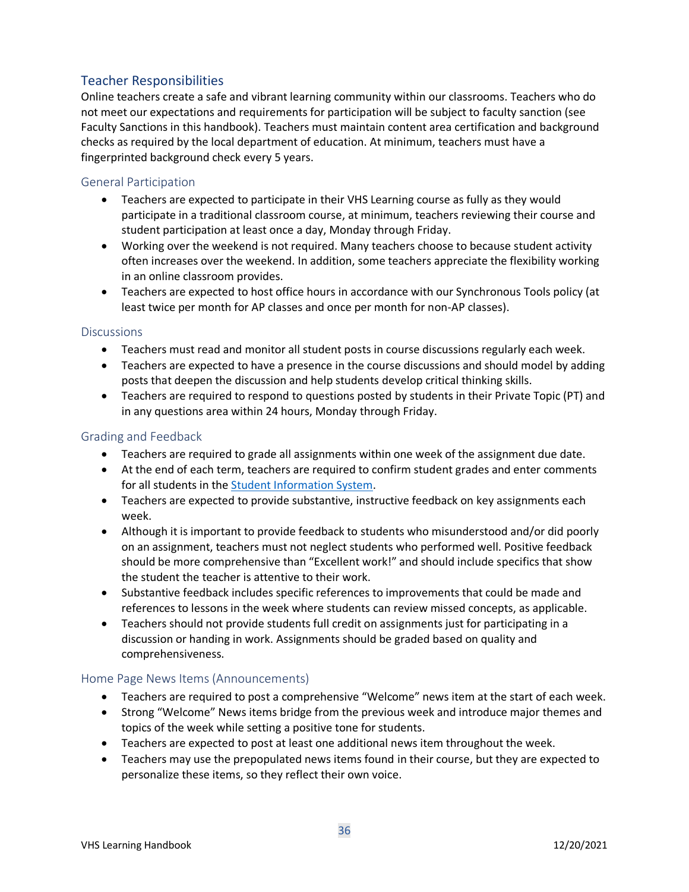## Teacher Responsibilities

Online teachers create a safe and vibrant learning community within our classrooms. Teachers who do not meet our expectations and requirements for participation will be subject to faculty sanction (see Faculty Sanctions in this handbook). Teachers must maintain content area certification and background checks as required by the local department of education. At minimum, teachers must have a fingerprinted background check every 5 years.

### General Participation

- Teachers are expected to participate in their VHS Learning course as fully as they would participate in a traditional classroom course, at minimum, teachers reviewing their course and student participation at least once a day, Monday through Friday.
- Working over the weekend is not required. Many teachers choose to because student activity often increases over the weekend. In addition, some teachers appreciate the flexibility working in an online classroom provides.
- Teachers are expected to host office hours in accordance with our Synchronous Tools policy (at least twice per month for AP classes and once per month for non-AP classes).

### Discussions

- Teachers must read and monitor all student posts in course discussions regularly each week.
- Teachers are expected to have a presence in the course discussions and should model by adding posts that deepen the discussion and help students develop critical thinking skills.
- Teachers are required to respond to questions posted by students in their Private Topic (PT) and in any questions area within 24 hours, Monday through Friday.

### Grading and Feedback

- Teachers are required to grade all assignments within one week of the assignment due date.
- At the end of each term, teachers are required to confirm student grades and enter comments for all students in the Student Information System.
- Teachers are expected to provide substantive, instructive feedback on key assignments each week.
- Although it is important to provide feedback to students who misunderstood and/or did poorly on an assignment, teachers must not neglect students who performed well. Positive feedback should be more comprehensive than "Excellent work!" and should include specifics that show the student the teacher is attentive to their work.
- Substantive feedback includes specific references to improvements that could be made and references to lessons in the week where students can review missed concepts, as applicable.
- Teachers should not provide students full credit on assignments just for participating in a discussion or handing in work. Assignments should be graded based on quality and comprehensiveness.

### Home Page News Items (Announcements)

- Teachers are required to post a comprehensive "Welcome" news item at the start of each week.
- Strong "Welcome" News items bridge from the previous week and introduce major themes and topics of the week while setting a positive tone for students.
- Teachers are expected to post at least one additional news item throughout the week.
- Teachers may use the prepopulated news items found in their course, but they are expected to personalize these items, so they reflect their own voice.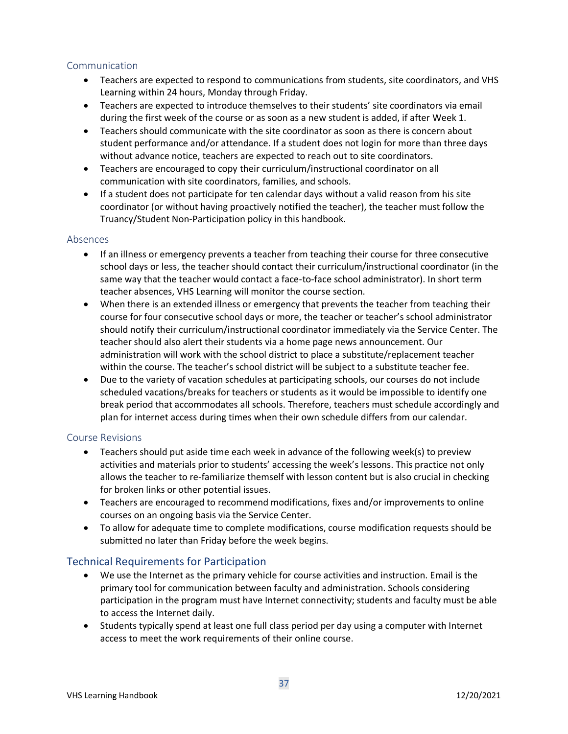### Communication

- Teachers are expected to respond to communications from students, site coordinators, and VHS Learning within 24 hours, Monday through Friday.
- Teachers are expected to introduce themselves to their students' site coordinators via email during the first week of the course or as soon as a new student is added, if after Week 1.
- Teachers should communicate with the site coordinator as soon as there is concern about student performance and/or attendance. If a student does not login for more than three days without advance notice, teachers are expected to reach out to site coordinators.
- Teachers are encouraged to copy their curriculum/instructional coordinator on all communication with site coordinators, families, and schools.
- If a student does not participate for ten calendar days without a valid reason from his site coordinator (or without having proactively notified the teacher), the teacher must follow the Truancy/Student Non-Participation policy in this handbook.

### Absences

- If an illness or emergency prevents a teacher from teaching their course for three consecutive school days or less, the teacher should contact their curriculum/instructional coordinator (in the same way that the teacher would contact a face-to-face school administrator). In short term teacher absences, VHS Learning will monitor the course section.
- When there is an extended illness or emergency that prevents the teacher from teaching their course for four consecutive school days or more, the teacher or teacher's school administrator should notify their curriculum/instructional coordinator immediately via the Service Center. The teacher should also alert their students via a home page news announcement. Our administration will work with the school district to place a substitute/replacement teacher within the course. The teacher's school district will be subject to a substitute teacher fee.
- Due to the variety of vacation schedules at participating schools, our courses do not include scheduled vacations/breaks for teachers or students as it would be impossible to identify one break period that accommodates all schools. Therefore, teachers must schedule accordingly and plan for internet access during times when their own schedule differs from our calendar.

### Course Revisions

- Teachers should put aside time each week in advance of the following week(s) to preview activities and materials prior to students' accessing the week's lessons. This practice not only allows the teacher to re-familiarize themself with lesson content but is also crucial in checking for broken links or other potential issues.
- Teachers are encouraged to recommend modifications, fixes and/or improvements to online courses on an ongoing basis via the Service Center.
- To allow for adequate time to complete modifications, course modification requests should be submitted no later than Friday before the week begins.

## Technical Requirements for Participation

- We use the Internet as the primary vehicle for course activities and instruction. Email is the primary tool for communication between faculty and administration. Schools considering participation in the program must have Internet connectivity; students and faculty must be able to access the Internet daily.
- Students typically spend at least one full class period per day using a computer with Internet access to meet the work requirements of their online course.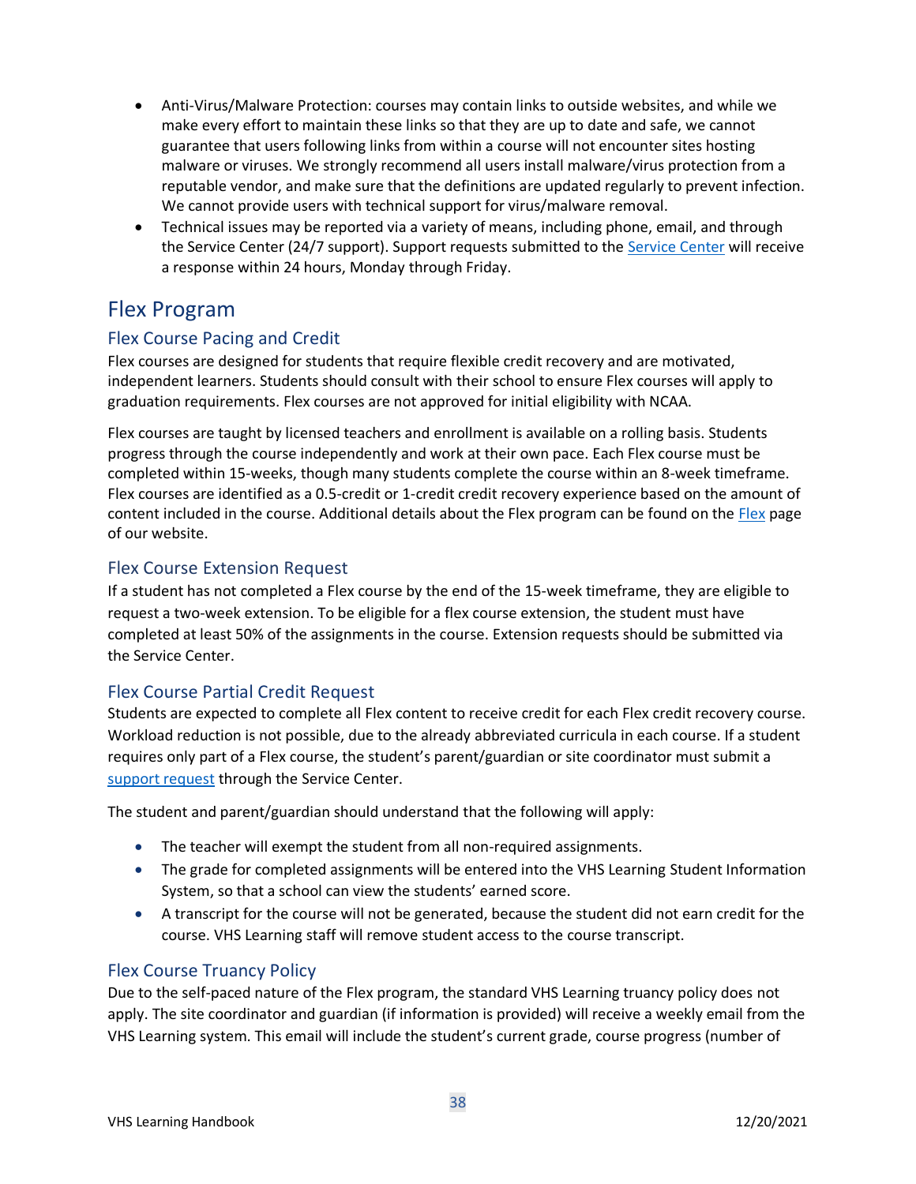- Anti-Virus/Malware Protection: courses may contain links to outside websites, and while we make every effort to maintain these links so that they are up to date and safe, we cannot guarantee that users following links from within a course will not encounter sites hosting malware or viruses. We strongly recommend all users install malware/virus protection from a reputable vendor, and make sure that the definitions are updated regularly to prevent infection. We cannot provide users with technical support for virus/malware removal.
- Technical issues may be reported via a variety of means, including phone, email, and through the Service Center (24/7 support). Support requests submitted to the Service Center will receive a response within 24 hours, Monday through Friday.

# Flex Program

## Flex Course Pacing and Credit

Flex courses are designed for students that require flexible credit recovery and are motivated, independent learners. Students should consult with their school to ensure Flex courses will apply to graduation requirements. Flex courses are not approved for initial eligibility with NCAA.

Flex courses are taught by licensed teachers and enrollment is available on a rolling basis. Students progress through the course independently and work at their own pace. Each Flex course must be completed within 15-weeks, though many students complete the course within an 8-week timeframe. Flex courses are identified as a 0.5-credit or 1-credit credit recovery experience based on the amount of content included in the course. Additional details about the Flex program can be found on the Flex page of our website.

## Flex Course Extension Request

If a student has not completed a Flex course by the end of the 15-week timeframe, they are eligible to request a two-week extension. To be eligible for a flex course extension, the student must have completed at least 50% of the assignments in the course. Extension requests should be submitted via the Service Center.

## Flex Course Partial Credit Request

Students are expected to complete all Flex content to receive credit for each Flex credit recovery course. Workload reduction is not possible, due to the already abbreviated curricula in each course. If a student requires only part of a Flex course, the student's parent/guardian or site coordinator must submit a support request through the Service Center.

The student and parent/guardian should understand that the following will apply:

- The teacher will exempt the student from all non-required assignments.
- The grade for completed assignments will be entered into the VHS Learning Student Information System, so that a school can view the students' earned score.
- A transcript for the course will not be generated, because the student did not earn credit for the course. VHS Learning staff will remove student access to the course transcript.

## Flex Course Truancy Policy

Due to the self-paced nature of the Flex program, the standard VHS Learning truancy policy does not apply. The site coordinator and guardian (if information is provided) will receive a weekly email from the VHS Learning system. This email will include the student's current grade, course progress (number of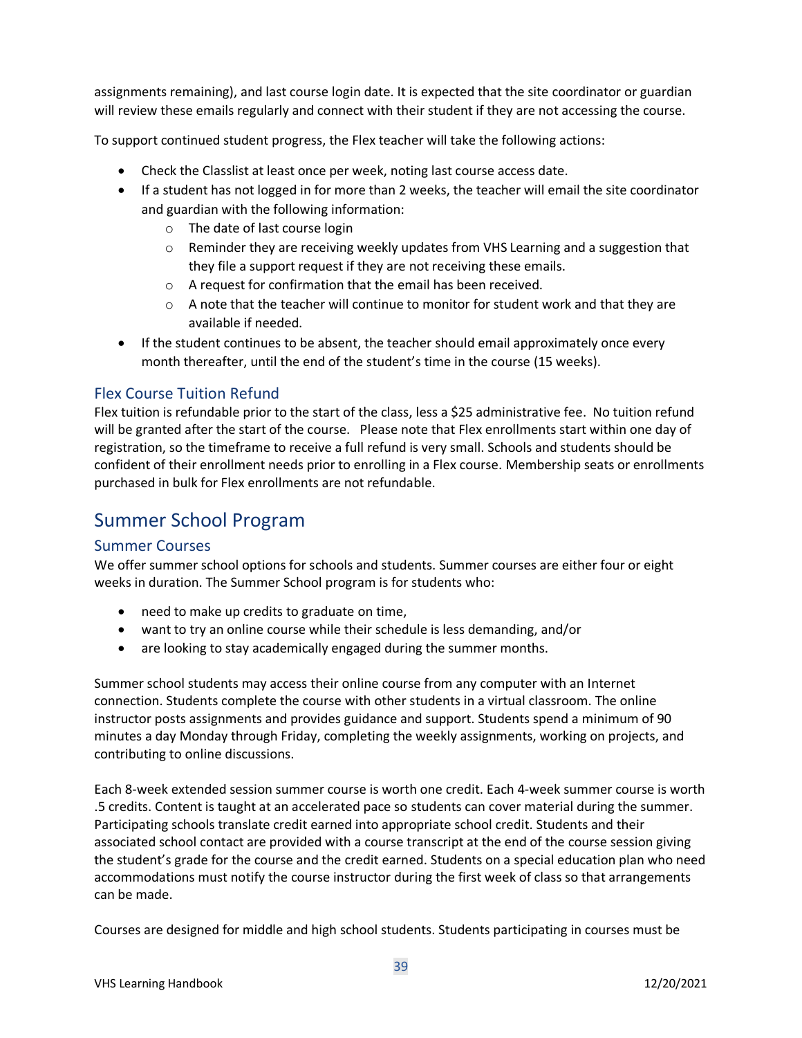assignments remaining), and last course login date. It is expected that the site coordinator or guardian will review these emails regularly and connect with their student if they are not accessing the course.

To support continued student progress, the Flex teacher will take the following actions:

- Check the Classlist at least once per week, noting last course access date.
- If a student has not logged in for more than 2 weeks, the teacher will email the site coordinator and guardian with the following information:
  - The date of last course login
  - Reminder they are receiving weekly updates from VHS Learning and a suggestion that they file a support request if they are not receiving these emails.
  - A request for confirmation that the email has been received.
  - A note that the teacher will continue to monitor for student work and that they are available if needed.
- If the student continues to be absent, the teacher should email approximately once every month thereafter, until the end of the student's time in the course (15 weeks).

### Flex Course Tuition Refund

Flex tuition is refundable prior to the start of the class, less a $25 administrative fee. No tuition refund will be granted after the start of the course. Please note that Flex enrollments start within one day of registration, so the timeframe to receive a full refund is very small. Schools and students should be confident of their enrollment needs prior to enrolling in a Flex course. Membership seats or enrollments purchased in bulk for Flex enrollments are not refundable.

## Summer School Program

### Summer Courses

We offer summer school options for schools and students. Summer courses are either four or eight weeks in duration. The Summer School program is for students who:

- need to make up credits to graduate on time,
- want to try an online course while their schedule is less demanding, and/or
- are looking to stay academically engaged during the summer months.

Summer school students may access their online course from any computer with an Internet connection. Students complete the course with other students in a virtual classroom. The online instructor posts assignments and provides guidance and support. Students spend a minimum of 90 minutes a day Monday through Friday, completing the weekly assignments, working on projects, and contributing to online discussions.

Each 8-week extended session summer course is worth one credit. Each 4-week summer course is worth .5 credits. Content is taught at an accelerated pace so students can cover material during the summer. Participating schools translate credit earned into appropriate school credit. Students and their associated school contact are provided with a course transcript at the end of the course session giving the student's grade for the course and the credit earned. Students on a special education plan who need accommodations must notify the course instructor during the first week of class so that arrangements can be made.

Courses are designed for middle and high school students. Students participating in courses must be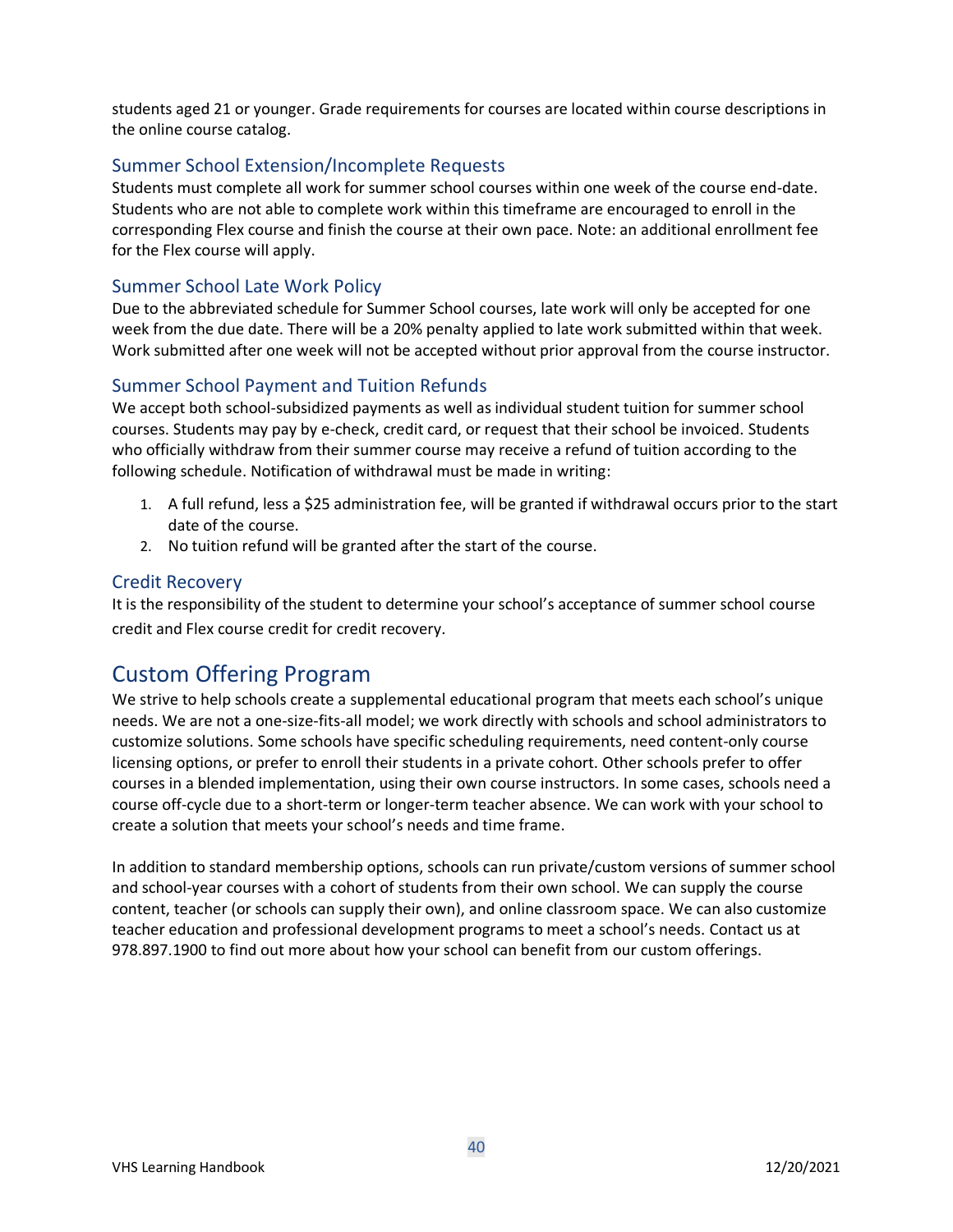students aged 21 or younger. Grade requirements for courses are located within course descriptions in the online course catalog.

### Summer School Extension/Incomplete Requests

Students must complete all work for summer school courses within one week of the course end-date. Students who are not able to complete work within this timeframe are encouraged to enroll in the corresponding Flex course and finish the course at their own pace. Note: an additional enrollment fee for the Flex course will apply.

### Summer School Late Work Policy

Due to the abbreviated schedule for Summer School courses, late work will only be accepted for one week from the due date. There will be a 20% penalty applied to late work submitted within that week. Work submitted after one week will not be accepted without prior approval from the course instructor.

### Summer School Payment and Tuition Refunds

We accept both school-subsidized payments as well as individual student tuition for summer school courses. Students may pay by e-check, credit card, or request that their school be invoiced. Students who officially withdraw from their summer course may receive a refund of tuition according to the following schedule. Notification of withdrawal must be made in writing:

1. A full refund, less a $25 administration fee, will be granted if withdrawal occurs prior to the start date of the course.
2. No tuition refund will be granted after the start of the course.

### Credit Recovery

It is the responsibility of the student to determine your school's acceptance of summer school course credit and Flex course credit for credit recovery.

## Custom Offering Program

We strive to help schools create a supplemental educational program that meets each school's unique needs. We are not a one-size-fits-all model; we work directly with schools and school administrators to customize solutions. Some schools have specific scheduling requirements, need content-only course licensing options, or prefer to enroll their students in a private cohort. Other schools prefer to offer courses in a blended implementation, using their own course instructors. In some cases, schools need a course off-cycle due to a short-term or longer-term teacher absence. We can work with your school to create a solution that meets your school's needs and time frame.

In addition to standard membership options, schools can run private/custom versions of summer school and school-year courses with a cohort of students from their own school. We can supply the course content, teacher (or schools can supply their own), and online classroom space. We can also customize teacher education and professional development programs to meet a school's needs. Contact us at 978.897.1900 to find out more about how your school can benefit from our custom offerings.